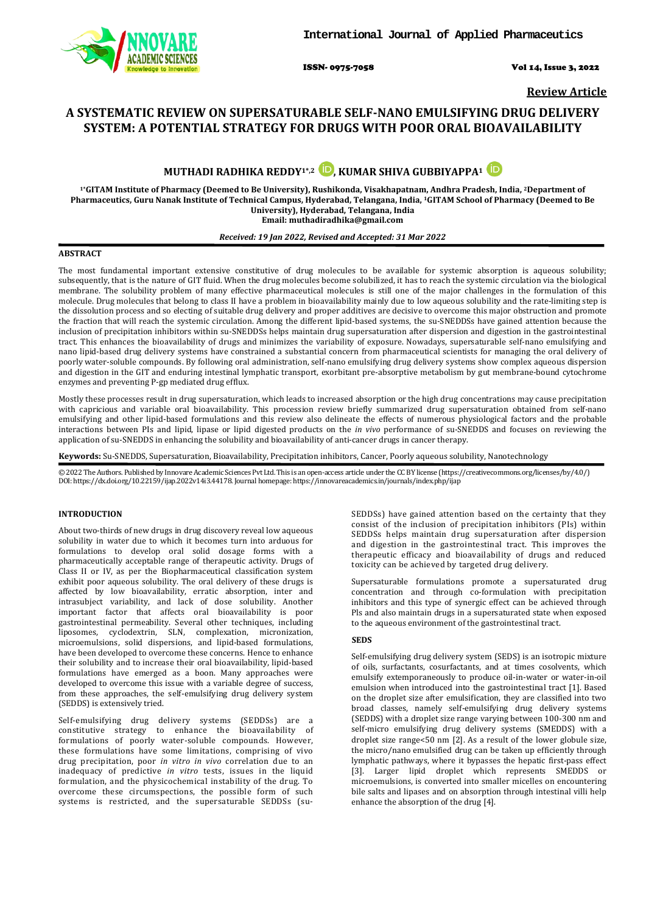**Review Article**

# A SYSTEMATIC REVIEW ON SUPERSATURABLE SELF-NANO EMULSIFYING DRUG DELIVERY SYSTEM: A POTENTIAL STRATEGY FOR DRUGS WITH POOR ORAL BIOAVAILABILITY

**MUTHADI RADHIKA REDDY[1*,2], KUMAR SHIVA GUBBIYAPPA[1]**

[1*]GITAM Institute of Pharmacy (Deemed to Be University), Rushikonda, Visakhapatnam, Andhra Pradesh, India, [2]Department of Pharmaceutics, Guru Nanak Institute of Technical Campus, Hyderabad, Telangana, India, [1]GITAM School of Pharmacy (Deemed to Be University), Hyderabad, Telangana, India
Email: muthadiradhika@gmail.com

*Received: 19 Jan 2022, Revised and Accepted: 31 Mar 2022*

## ABSTRACT

The most fundamental important extensive constitutive of drug molecules to be available for systemic absorption is aqueous solubility; subsequently, that is the nature of GIT fluid. When the drug molecules become solubilized, it has to reach the systemic circulation via the biological membrane. The solubility problem of many effective pharmaceutical molecules is still one of the major challenges in the formulation of this molecule. Drug molecules that belong to class II have a problem in bioavailability mainly due to low aqueous solubility and the rate-limiting step is the dissolution process and so electing of suitable drug delivery and proper additives are decisive to overcome this major obstruction and promote the fraction that will reach the systemic circulation. Among the different lipid-based systems, the su-SNEDDSs have gained attention because the inclusion of precipitation inhibitors within su-SNEDDSs helps maintain drug supersaturation after dispersion and digestion in the gastrointestinal tract. This enhances the bioavailability of drugs and minimizes the variability of exposure. Nowadays, supersaturable self-nano emulsifying and nano lipid-based drug delivery systems have constrained a substantial concern from pharmaceutical scientists for managing the oral delivery of poorly water-soluble compounds. By following oral administration, self-nano emulsifying drug delivery systems show complex aqueous dispersion and digestion in the GIT and enduring intestinal lymphatic transport, exorbitant pre-absorptive metabolism by gut membrane-bound cytochrome enzymes and preventing P-gp mediated drug efflux.

Mostly these processes result in drug supersaturation, which leads to increased absorption or the high drug concentrations may cause precipitation with capricious and variable oral bioavailability. This procession review briefly summarized drug supersaturation obtained from self-nano emulsifying and other lipid-based formulations and this review also delineate the effects of numerous physiological factors and the probable interactions between PIs and lipid, lipase or lipid digested products on the *in vivo* performance of su-SNEDDS and focuses on reviewing the application of su-SNEDDS in enhancing the solubility and bioavailability of anti-cancer drugs in cancer therapy.

**Keywords:** Su-SNEDDS, Supersaturation, Bioavailability, Precipitation inhibitors, Cancer, Poorly aqueous solubility, Nanotechnology

© 2022 The Authors. Published by Innovare Academic Sciences Pvt Ltd. This is an open-access article under the CC BY license (https://creativecommons.org/licenses/by/4.0/)
DOI: https://dx.doi.org/10.22159/ijap.2022v14i3.44178. Journal homepage: https://innovareacademics.in/journals/index.php/ijap

## INTRODUCTION

About two-thirds of new drugs in drug discovery reveal low aqueous solubility in water due to which it becomes turn into arduous for formulations to develop oral solid dosage forms with a pharmaceutically acceptable range of therapeutic activity. Drugs of Class II or IV, as per the Biopharmaceutical classification system exhibit poor aqueous solubility. The oral delivery of these drugs is affected by low bioavailability, erratic absorption, inter and intrasubject variability, and lack of dose solubility. Another important factor that affects oral bioavailability is poor gastrointestinal permeability. Several other techniques, including liposomes, cyclodextrin, SLN, complexation, micronization, microemulsions, solid dispersions, and lipid-based formulations, have been developed to overcome these concerns. Hence to enhance their solubility and to increase their oral bioavailability, lipid-based formulations have emerged as a boon. Many approaches were developed to overcome this issue with a variable degree of success, from these approaches, the self-emulsifying drug delivery system (SEDDS) is extensively tried.

Self-emulsifying drug delivery systems (SEDDSs) are a constitutive strategy to enhance the bioavailability of formulations of poorly water-soluble compounds. However, these formulations have some limitations, comprising of vivo drug precipitation, poor *in vitro in vivo* correlation due to an inadequacy of predictive *in vitro* tests, issues in the liquid formulation, and the physicochemical instability of the drug. To overcome these circumspections, the possible form of such systems is restricted, and the supersaturable SEDDSs (su-SEDDSs) have gained attention based on the certainty that they consist of the inclusion of precipitation inhibitors (PIs) within SEDDSs helps maintain drug supersaturation after dispersion and digestion in the gastrointestinal tract. This improves the therapeutic efficacy and bioavailability of drugs and reduced toxicity can be achieved by targeted drug delivery.

Supersaturable formulations promote a supersaturated drug concentration and through co-formulation with precipitation inhibitors and this type of synergic effect can be achieved through PIs and also maintain drugs in a supersaturated state when exposed to the aqueous environment of the gastrointestinal tract.

### SEDS

Self-emulsifying drug delivery system (SEDS) is an isotropic mixture of oils, surfactants, cosurfactants, and at times cosolvents, which emulsify extemporaneously to produce oil-in-water or water-in-oil emulsion when introduced into the gastrointestinal tract [1]. Based on the droplet size after emulsification, they are classified into two broad classes, namely self-emulsifying drug delivery systems (SEDDS) with a droplet size range varying between 100-300 nm and self-micro emulsifying drug delivery systems (SMEDDS) with a droplet size range<50 nm [2]. As a result of the lower globule size, the micro/nano emulsified drug can be taken up efficiently through lymphatic pathways, where it bypasses the hepatic first-pass effect [3]. Larger lipid droplet which represents SMEDDS or microemulsions, is converted into smaller micelles on encountering bile salts and lipases and on absorption through intestinal villi help enhance the absorption of the drug [4].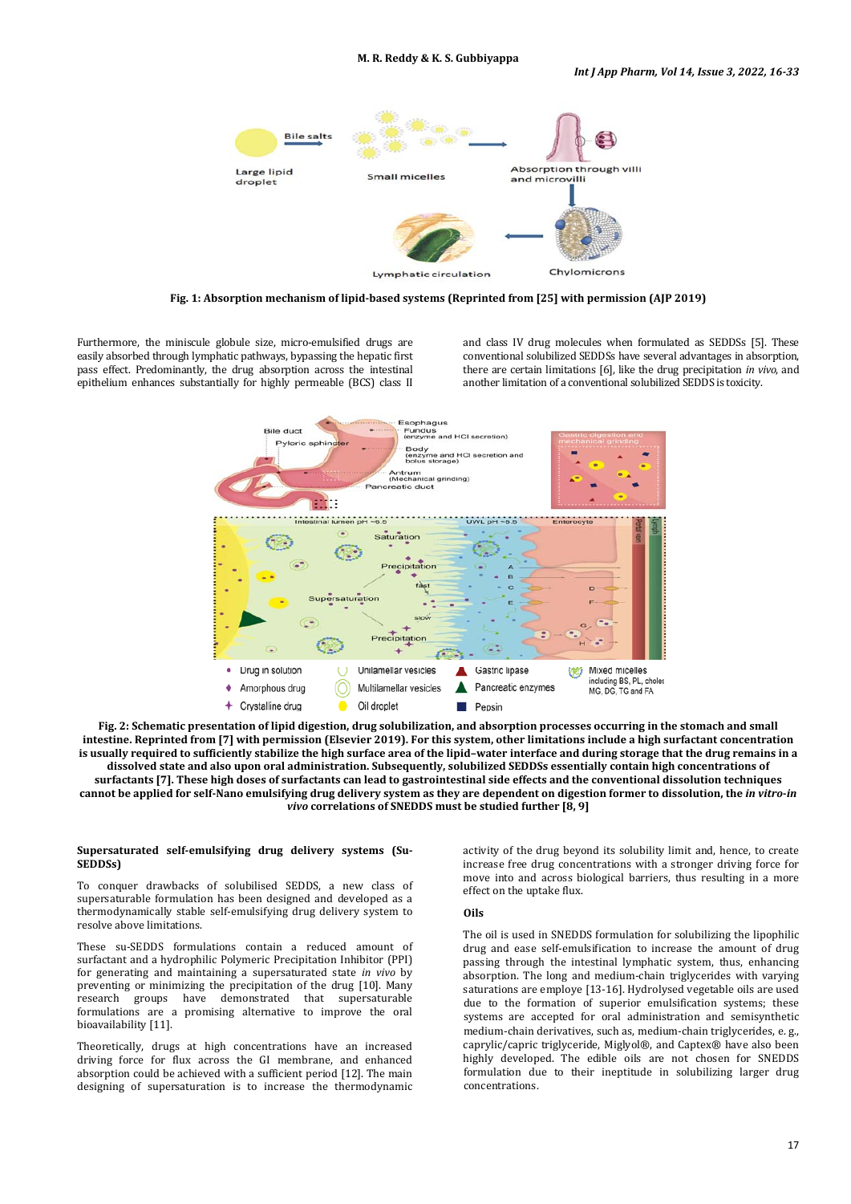**Fig. 1: Absorption mechanism of lipid-based systems (Reprinted from [25] with permission (AJP 2019)**

Furthermore, the miniscule globule size, micro-emulsified drugs are easily absorbed through lymphatic pathways, bypassing the hepatic first pass effect. Predominantly, the drug absorption across the intestinal epithelium enhances substantially for highly permeable (BCS) class II and class IV drug molecules when formulated as SEDDSs [5]. These conventional solubilized SEDDSs have several advantages in absorption, there are certain limitations [6], like the drug precipitation *in vivo*, and another limitation of a conventional solubilized SEDDS is toxicity.

**Fig. 2: Schematic presentation of lipid digestion, drug solubilization, and absorption processes occurring in the stomach and small intestine. Reprinted from [7] with permission (Elsevier 2019). For this system, other limitations include a high surfactant concentration is usually required to sufficiently stabilize the high surface area of the lipid–water interface and during storage that the drug remains in a dissolved state and also upon oral administration. Subsequently, solubilized SEDDSs essentially contain high concentrations of surfactants [7]. These high doses of surfactants can lead to gastrointestinal side effects and the conventional dissolution techniques cannot be applied for self-Nano emulsifying drug delivery system as they are dependent on digestion former to dissolution, the *in vitro-in vivo* correlations of SNEDDS must be studied further [8, 9]**

## Supersaturated self-emulsifying drug delivery systems (Su-SEDDSs)

To conquer drawbacks of solubilised SEDDS, a new class of supersaturable formulation has been designed and developed as a thermodynamically stable self-emulsifying drug delivery system to resolve above limitations.

These su-SEDDS formulations contain a reduced amount of surfactant and a hydrophilic Polymeric Precipitation Inhibitor (PPI) for generating and maintaining a supersaturated state *in vivo* by preventing or minimizing the precipitation of the drug [10]. Many research groups have demonstrated that supersaturable formulations are a promising alternative to improve the oral bioavailability [11].

Theoretically, drugs at high concentrations have an increased driving force for flux across the GI membrane, and enhanced absorption could be achieved with a sufficient period [12]. The main designing of supersaturation is to increase the thermodynamic activity of the drug beyond its solubility limit and, hence, to create increase free drug concentrations with a stronger driving force for move into and across biological barriers, thus resulting in a more effect on the uptake flux.

### Oils

The oil is used in SNEDDS formulation for solubilizing the lipophilic drug and ease self-emulsification to increase the amount of drug passing through the intestinal lymphatic system, thus, enhancing absorption. The long and medium-chain triglycerides with varying saturations are employ [13-16]. Hydrolysed vegetable oils are used due to the formation of superior emulsification systems; these systems are accepted for oral administration and semisynthetic medium-chain derivatives, such as, medium-chain triglycerides, e. g., caprylic/capric triglyceride, Miglyol®, and Captex® have also been highly developed. The edible oils are not chosen for SNEDDS formulation due to their ineptitude in solubilizing larger drug concentrations.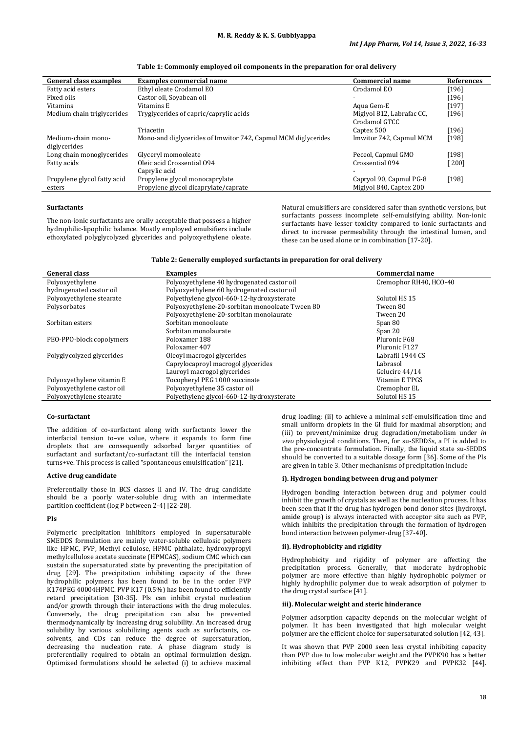**Table 1: Commonly employed oil components in the preparation for oral delivery**

| General class examples | Examples commercial name | Commercial name | References |
|---|---|---|---|
| Fatty acid esters | Ethyl oleate Crodamol EO | Crodamol EO | [196] |
| Fixed oils | Castor oil, Soyabean oil | - | [196] |
| Vitamins | Vitamins E | Aqua Gem-E | [197] |
| Medium chain triglycerides | Tryglycerides of capric/caprylic acids | Miglyol 812, Labrafac CC, Crodamol GTCC | [196] |
| | Triacetin | Captex 500 | [196] |
| Medium-chain mono-diglycerides | Mono-and diglycerides of Imwitor 742, Capmul MCM diglycerides | Imwitor 742, Capmul MCM | [198] |
| Long chain monoglycerides | Glyceryl momooleate | Peceol, Capmul GMO | [198] |
| Fatty acids | Oleic acid Crossential 094 | Crossential 094 | [200] |
| | Caprylic acid | - | |
| Propylene glycol fatty acid esters | Propylene glycol monocaprylate | Capryol 90, Capmul PG-8 | [198] |
| | Propylene glycol dicaprylate/caprate | Miglyol 840, Captex 200 | |

### Surfactants

The non-ionic surfactants are orally acceptable that possess a higher hydrophilic-lipophilic balance. Mostly employed emulsifiers include ethoxylated polyglycolyzed glycerides and polyoxyethylene oleate. Natural emulsifiers are considered safer than synthetic versions, but surfactants possess incomplete self-emulsifying ability. Non-ionic surfactants have lesser toxicity compared to ionic surfactants and direct to increase permeability through the intestinal lumen, and these can be used alone or in combination [17-20].

**Table 2: Generally employed surfactants in preparation for oral delivery**

| General class | Examples | Commercial name |
|---|---|---|
| Polyoxyethylene hydrogenated castor oil | Polyoxyethylene 40 hydrogenated castor oil | Cremophor RH40, HCO-40 |
| | Polyoxyethylene 60 hydrogenated castor oil | |
| Polyoxyethylene stearate | Polyethylene glycol-660-12-hydroxysterate | Solutol HS 15 |
| Polysorbates | Polyoxyethylene-20-sorbitan monooleate Tween 80 | Tween 80 |
| | Polyoxyethylene-20-sorbitan monolaurate | Tween 20 |
| Sorbitan esters | Sorbitan monooleate | Span 80 |
| | Sorbitan monolaurate | Span 20 |
| PEO-PPO-block copolymers | Poloxamer 188 | Pluronic F68 |
| | Poloxamer 407 | Pluronic F127 |
| Polyglycolyzed glycerides | Oleoyl macrogol glycerides | Labrafil 1944 CS |
| | Caprylocaproyl macrogol glycerides | Labrasol |
| | Lauroyl macrogol glycerides | Gelucire 44/14 |
| Polyoxyethylene vitamin E | Tocopheryl PEG 1000 succinate | Vitamin E TPGS |
| Polyoxyethylene castor oil | Polyoxyethylene 35 castor oil | Cremophor EL |
| Polyoxyethylene stearate | Polyethylene glycol-660-12-hydroxysterate | Solutol HS 15 |

### Co-surfactant

The addition of co-surfactant along with surfactants lower the interfacial tension to–ve value, where it expands to form fine droplets that are consequently adsorbed larger quantities of surfactant and surfactant/co-surfactant till the interfacial tension turns+ve. This process is called "spontaneous emulsification" [21].

### Active drug candidate

Preferentially those in BCS classes II and IV. The drug candidate should be a poorly water-soluble drug with an intermediate partition coefficient (log P between 2-4) [22-28].

### PIs

Polymeric precipitation inhibitors employed in supersaturable SMEDDS formulation are mainly water-soluble cellulosic polymers like HPMC, PVP, Methyl cellulose, HPMC phthalate, hydroxypropyl methylcellulose acetate succinate (HPMCAS), sodium CMC which can sustain the supersaturated state by preventing the precipitation of drug [29]. The precipitation inhibiting capacity of the three hydrophilic polymers has been found to be in the order PVP K174PEG 40004HPMC. PVP K17 (0.5%) has been found to efficiently retard precipitation [30-35]. PIs can inhibit crystal nucleation and/or growth through their interactions with the drug molecules. Conversely, the drug precipitation can also be prevented thermodynamically by increasing drug solubility. An increased drug solubility by various solubilizing agents such as surfactants, co-solvents, and CDs can reduce the degree of supersaturation, decreasing the nucleation rate. A phase diagram study is preferentially required to obtain an optimal formulation design. Optimized formulations should be selected (i) to achieve maximal drug loading; (ii) to achieve a minimal self-emulsification time and small uniform droplets in the GI fluid for maximal absorption; and (iii) to prevent/minimize drug degradation/metabolism under *in vivo* physiological conditions. Then, for su-SEDDSs, a PI is added to the pre-concentrate formulation. Finally, the liquid state su-SEDDS should be converted to a suitable dosage form [36]. Some of the PIs are given in table 3. Other mechanisms of precipitation include

#### i). Hydrogen bonding between drug and polymer

Hydrogen bonding interaction between drug and polymer could inhibit the growth of crystals as well as the nucleation process. It has been seen that if the drug has hydrogen bond donor sites (hydroxyl, amide group) is always interacted with acceptor site such as PVP, which inhibits the precipitation through the formation of hydrogen bond interaction between polymer-drug [37-40].

#### ii). Hydrophobicity and rigidity

Hydrophobicity and rigidity of polymer are affecting the precipitation process. Generally, that moderate hydrophobic polymer are more effective than highly hydrophobic polymer or highly hydrophilic polymer due to weak adsorption of polymer to the drug crystal surface [41].

#### iii). Molecular weight and steric hinderance

Polymer adsorption capacity depends on the molecular weight of polymer. It has been investigated that high molecular weight polymer are the efficient choice for supersaturated solution [42, 43].

It was shown that PVP 2000 seen less crystal inhibiting capacity than PVP due to low molecular weight and the PVPK90 has a better inhibiting effect than PVP K12, PVPK29 and PVPK32 [44].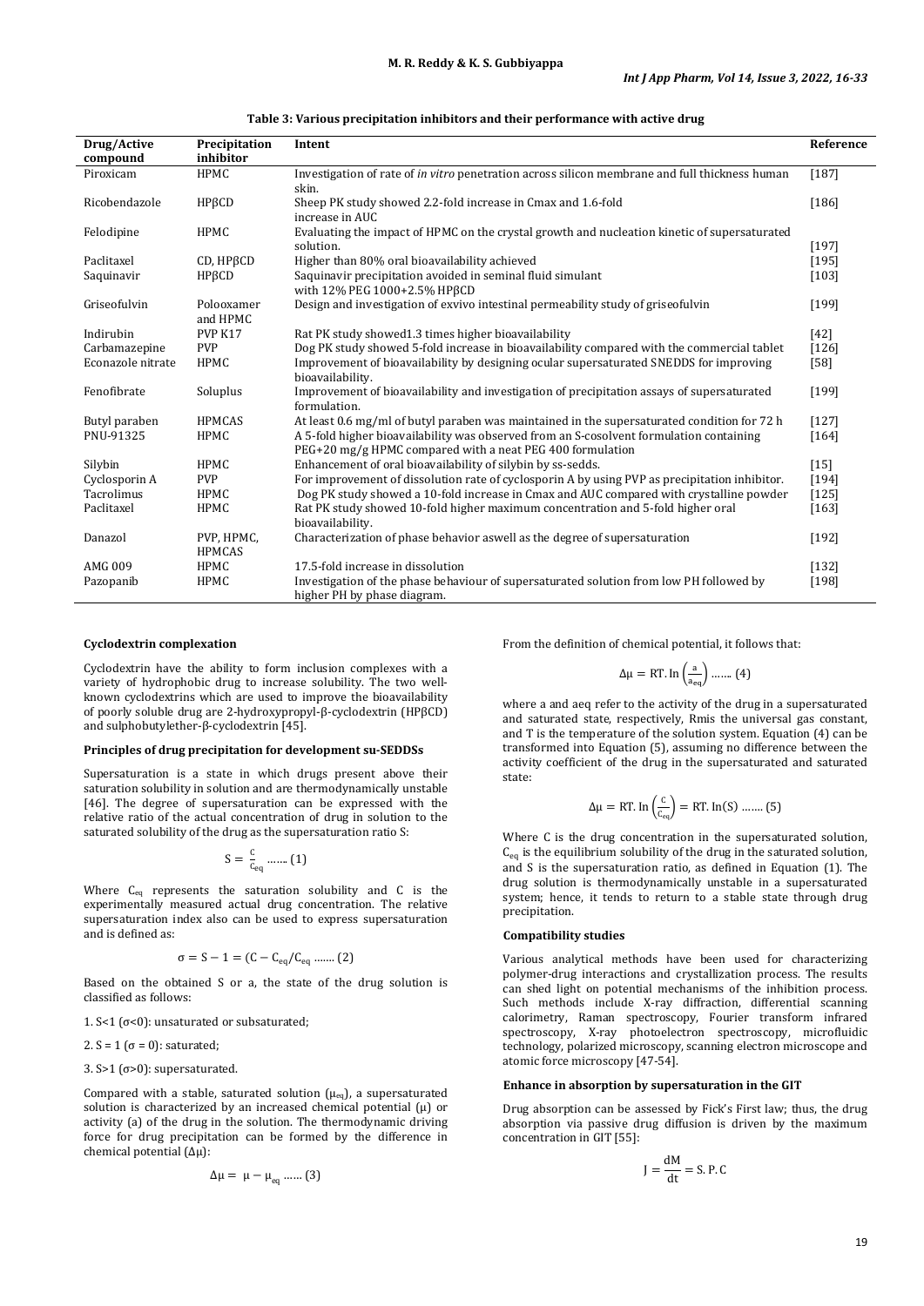**Table 3: Various precipitation inhibitors and their performance with active drug**

| Drug/Active compound | Precipitation inhibitor | Intent | Reference |
|---|---|---|---|
| Piroxicam | HPMC | Investigation of rate of *in vitro* penetration across silicon membrane and full thickness human skin. | [187] |
| Ricobendazole | HPβCD | Sheep PK study showed 2.2-fold increase in Cmax and 1.6-fold increase in AUC | [186] |
| Felodipine | HPMC | Evaluating the impact of HPMC on the crystal growth and nucleation kinetic of supersaturated solution. | [197] |
| Paclitaxel | CD, HPβCD | Higher than 80% oral bioavailability achieved | [195] |
| Saquinavir | HPβCD | Saquinavir precipitation avoided in seminal fluid simulant with 12% PEG 1000+2.5% HPβCD | [103] |
| Griseofulvin | Polooxamer and HPMC | Design and investigation of exvivo intestinal permeability study of griseofulvin | [199] |
| Indirubin | PVP K17 | Rat PK study showed1.3 times higher bioavailability | [42] |
| Carbamazepine | PVP | Dog PK study showed 5-fold increase in bioavailability compared with the commercial tablet | [126] |
| Econazole nitrate | HPMC | Improvement of bioavailability by designing ocular supersaturated SNEDDS for improving bioavailability. | [58] |
| Fenofibrate | Soluplus | Improvement of bioavailability and investigation of precipitation assays of supersaturated formulation. | [199] |
| Butyl paraben | HPMCAS | At least 0.6 mg/ml of butyl paraben was maintained in the supersaturated condition for 72 h | [127] |
| PNU-91325 | HPMC | A 5-fold higher bioavailability was observed from an S-cosolvent formulation containing PEG+20 mg/g HPMC compared with a neat PEG 400 formulation | [164] |
| Silybin | HPMC | Enhancement of oral bioavailability of silybin by ss-sedds. | [15] |
| Cyclosporin A | PVP | For improvement of dissolution rate of cyclosporin A by using PVP as precipitation inhibitor. | [194] |
| Tacrolimus | HPMC | Dog PK study showed a 10-fold increase in Cmax and AUC compared with crystalline powder | [125] |
| Paclitaxel | HPMC | Rat PK study showed 10-fold higher maximum concentration and 5-fold higher oral bioavailability. | [163] |
| Danazol | PVP, HPMC, HPMCAS | Characterization of phase behavior aswell as the degree of supersaturation | [192] |
| AMG 009 | HPMC | 17.5-fold increase in dissolution | [132] |
| Pazopanib | HPMC | Investigation of the phase behaviour of supersaturated solution from low PH followed by higher PH by phase diagram. | [198] |

**Cyclodextrin complexation**

Cyclodextrin have the ability to form inclusion complexes with a variety of hydrophobic drug to increase solubility. The two well-known cyclodextrins which are used to improve the bioavailability of poorly soluble drug are 2-hydroxypropyl-β-cyclodextrin (HPβCD) and sulphobutylether-β-cyclodextrin [45].

**Principles of drug precipitation for development su-SEDDSs**

Supersaturation is a state in which drugs present above their saturation solubility in solution and are thermodynamically unstable [46]. The degree of supersaturation can be expressed with the relative ratio of the actual concentration of drug in solution to the saturated solubility of the drug as the supersaturation ratio S:

$$S = \frac{C}{C_{eq}} \;\ldots\ldots (1)$$

Where $C_{eq}$ represents the saturation solubility and C is the experimentally measured actual drug concentration. The relative supersaturation index also can be used to express supersaturation and is defined as:

$$\sigma = S - 1 = (C - C_{eq}/C_{eq} \;\ldots\ldots (2)$$

Based on the obtained S or a, the state of the drug solution is classified as follows:

1. S<1 (σ<0): unsaturated or subsaturated;

2. S = 1 (σ = 0): saturated;

3. S>1 (σ>0): supersaturated.

Compared with a stable, saturated solution ($\mu_{eq}$), a supersaturated solution is characterized by an increased chemical potential (μ) or activity (a) of the drug in the solution. The thermodynamic driving force for drug precipitation can be formed by the difference in chemical potential (Δμ):

$$\Delta\mu = \mu - \mu_{eq} \;\ldots\ldots (3)$$

From the definition of chemical potential, it follows that:

$$\Delta\mu = RT.\ln\left(\frac{a}{a_{eq}}\right) \;\ldots\ldots (4)$$

where a and aeq refer to the activity of the drug in a supersaturated and saturated state, respectively, Rmis the universal gas constant, and T is the temperature of the solution system. Equation (4) can be transformed into Equation (5), assuming no difference between the activity coefficient of the drug in the supersaturated and saturated state:

$$\Delta\mu = RT.\ln\left(\frac{C}{C_{eq}}\right) = RT.\ln(S) \;\ldots\ldots (5)$$

Where C is the drug concentration in the supersaturated solution, $C_{eq}$ is the equilibrium solubility of the drug in the saturated solution, and S is the supersaturation ratio, as defined in Equation (1). The drug solution is thermodynamically unstable in a supersaturated system; hence, it tends to return to a stable state through drug precipitation.

**Compatibility studies**

Various analytical methods have been used for characterizing polymer-drug interactions and crystallization process. The results can shed light on potential mechanisms of the inhibition process. Such methods include X-ray diffraction, differential scanning calorimetry, Raman spectroscopy, Fourier transform infrared spectroscopy, X-ray photoelectron spectroscopy, microfluidic technology, polarized microscopy, scanning electron microscope and atomic force microscopy [47-54].

**Enhance in absorption by supersaturation in the GIT**

Drug absorption can be assessed by Fick's First law; thus, the drug absorption via passive drug diffusion is driven by the maximum concentration in GIT [55]:

$$J = \frac{dM}{dt} = S.P.C$$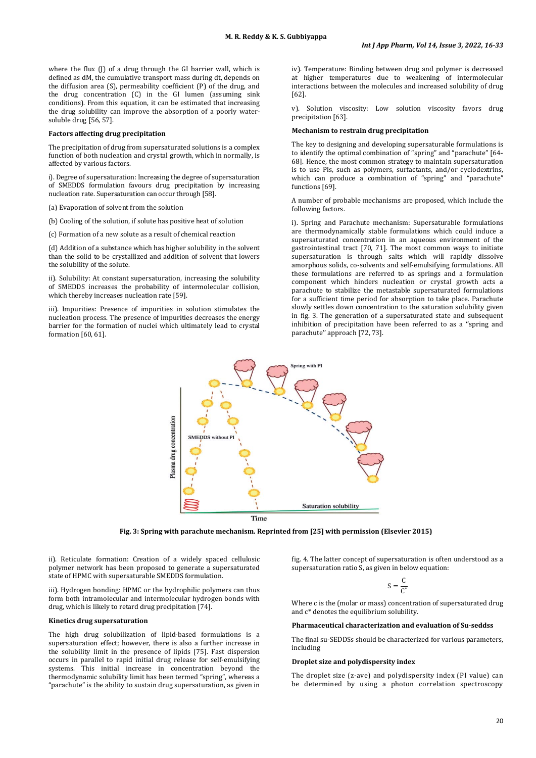where the flux (J) of a drug through the GI barrier wall, which is defined as dM, the cumulative transport mass during dt, depends on the diffusion area (S), permeability coefficient (P) of the drug, and the drug concentration (C) in the GI lumen (assuming sink conditions). From this equation, it can be estimated that increasing the drug solubility can improve the absorption of a poorly water-soluble drug [56, 57].

### Factors affecting drug precipitation

The precipitation of drug from supersaturated solutions is a complex function of both nucleation and crystal growth, which in normally, is affected by various factors.

i). Degree of supersaturation: Increasing the degree of supersaturation of SMEDDS formulation favours drug precipitation by increasing nucleation rate. Supersaturation can occur through [58].

(a) Evaporation of solvent from the solution

(b) Cooling of the solution, if solute has positive heat of solution

(c) Formation of a new solute as a result of chemical reaction

(d) Addition of a substance which has higher solubility in the solvent than the solid to be crystallized and addition of solvent that lowers the solubility of the solute.

ii). Solubility: At constant supersaturation, increasing the solubility of SMEDDS increases the probability of intermolecular collision, which thereby increases nucleation rate [59].

iii). Impurities: Presence of impurities in solution stimulates the nucleation process. The presence of impurities decreases the energy barrier for the formation of nuclei which ultimately lead to crystal formation [60, 61].

iv). Temperature: Binding between drug and polymer is decreased at higher temperatures due to weakening of intermolecular interactions between the molecules and increased solubility of drug [62].

v). Solution viscosity: Low solution viscosity favors drug precipitation [63].

### Mechanism to restrain drug precipitation

The key to designing and developing supersaturable formulations is to identify the optimal combination of "spring" and "parachute" [64-68]. Hence, the most common strategy to maintain supersaturation is to use PIs, such as polymers, surfactants, and/or cyclodextrins, which can produce a combination of "spring" and "parachute" functions [69].

A number of probable mechanisms are proposed, which include the following factors.

i). Spring and Parachute mechanism: Supersaturable formulations are thermodynamically stable formulations which could induce a supersaturated concentration in an aqueous environment of the gastrointestinal tract [70, 71]. The most common ways to initiate supersaturation is through salts which will rapidly dissolve amorphous solids, co-solvents and self-emulsifying formulations. All these formulations are referred to as springs and a formulation component which hinders nucleation or crystal growth acts a parachute to stabilize the metastable supersaturated formulations for a sufficient time period for absorption to take place. Parachute slowly settles down concentration to the saturation solubility given in fig. 3. The generation of a supersaturated state and subsequent inhibition of precipitation have been referred to as a "spring and parachute" approach [72, 73].

**Fig. 3: Spring with parachute mechanism. Reprinted from [25] with permission (Elsevier 2015)**

ii). Reticulate formation: Creation of a widely spaced cellulosic polymer network has been proposed to generate a supersaturated state of HPMC with supersaturable SMEDDS formulation.

iii). Hydrogen bonding: HPMC or the hydrophilic polymers can thus form both intramolecular and intermolecular hydrogen bonds with drug, which is likely to retard drug precipitation [74].

### Kinetics drug supersaturation

The high drug solubilization of lipid-based formulations is a supersaturation effect; however, there is also a further increase in the solubility limit in the presence of lipids [75]. Fast dispersion occurs in parallel to rapid initial drug release for self-emulsifying systems. This initial increase in concentration beyond the thermodynamic solubility limit has been termed "spring", whereas a "parachute" is the ability to sustain drug supersaturation, as given in fig. 4. The latter concept of supersaturation is often understood as a supersaturation ratio S, as given in below equation:

$$S = \frac{C}{C^{*}}$$

Where c is the (molar or mass) concentration of supersaturated drug and c* denotes the equilibrium solubility.

### Pharmaceutical characterization and evaluation of Su-seddss

The final su-SEDDSs should be characterized for various parameters, including

### Droplet size and polydispersity index

The droplet size (z-ave) and polydispersity index (PI value) can be determined by using a photon correlation spectroscopy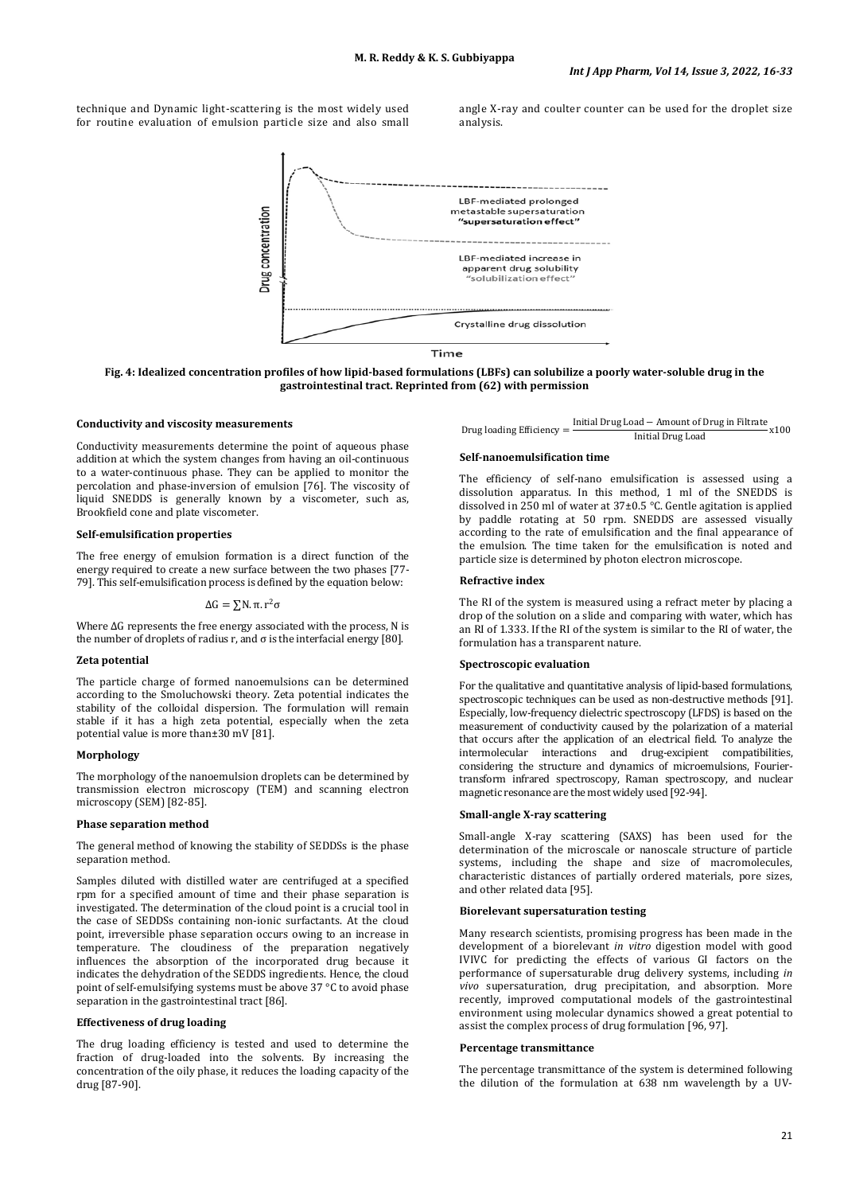technique and Dynamic light-scattering is the most widely used for routine evaluation of emulsion particle size and also small angle X-ray and coulter counter can be used for the droplet size analysis.

**Fig. 4: Idealized concentration profiles of how lipid-based formulations (LBFs) can solubilize a poorly water-soluble drug in the gastrointestinal tract. Reprinted from (62) with permission**

### Conductivity and viscosity measurements

Conductivity measurements determine the point of aqueous phase addition at which the system changes from having an oil-continuous to a water-continuous phase. They can be applied to monitor the percolation and phase-inversion of emulsion [76]. The viscosity of liquid SNEDDS is generally known by a viscometer, such as, Brookfield cone and plate viscometer.

### Self-emulsification properties

The free energy of emulsion formation is a direct function of the energy required to create a new surface between the two phases [77-79]. This self-emulsification process is defined by the equation below:

$$\Delta G = \sum N.\pi.r^2\sigma$$

Where ΔG represents the free energy associated with the process, N is the number of droplets of radius r, and σ is the interfacial energy [80].

### Zeta potential

The particle charge of formed nanoemulsions can be determined according to the Smoluchowski theory. Zeta potential indicates the stability of the colloidal dispersion. The formulation will remain stable if it has a high zeta potential, especially when the zeta potential value is more than±30 mV [81].

### Morphology

The morphology of the nanoemulsion droplets can be determined by transmission electron microscopy (TEM) and scanning electron microscopy (SEM) [82-85].

### Phase separation method

The general method of knowing the stability of SEDDSs is the phase separation method.

Samples diluted with distilled water are centrifuged at a specified rpm for a specified amount of time and their phase separation is investigated. The determination of the cloud point is a crucial tool in the case of SEDDSs containing non-ionic surfactants. At the cloud point, irreversible phase separation occurs owing to an increase in temperature. The cloudiness of the preparation negatively influences the absorption of the incorporated drug because it indicates the dehydration of the SEDDS ingredients. Hence, the cloud point of self-emulsifying systems must be above 37 °C to avoid phase separation in the gastrointestinal tract [86].

### Effectiveness of drug loading

The drug loading efficiency is tested and used to determine the fraction of drug-loaded into the solvents. By increasing the concentration of the oily phase, it reduces the loading capacity of the drug [87-90].

$$\text{Drug loading Efficiency} = \frac{\text{Initial Drug Load} - \text{Amount of Drug in Filtrate}}{\text{Initial Drug Load}} \times 100$$

### Self-nanoemulsification time

The efficiency of self-nano emulsification is assessed using a dissolution apparatus. In this method, 1 ml of the SNEDDS is dissolved in 250 ml of water at 37±0.5 °C. Gentle agitation is applied by paddle rotating at 50 rpm. SNEDDS are assessed visually according to the rate of emulsification and the final appearance of the emulsion. The time taken for the emulsification is noted and particle size is determined by photon electron microscope.

### Refractive index

The RI of the system is measured using a refract meter by placing a drop of the solution on a slide and comparing with water, which has an RI of 1.333. If the RI of the system is similar to the RI of water, the formulation has a transparent nature.

### Spectroscopic evaluation

For the qualitative and quantitative analysis of lipid-based formulations, spectroscopic techniques can be used as non-destructive methods [91]. Especially, low-frequency dielectric spectroscopy (LFDS) is based on the measurement of conductivity caused by the polarization of a material that occurs after the application of an electrical field. To analyze the intermolecular interactions and drug-excipient compatibilities, considering the structure and dynamics of microemulsions, Fourier-transform infrared spectroscopy, Raman spectroscopy, and nuclear magnetic resonance are the most widely used [92-94].

### Small-angle X-ray scattering

Small-angle X-ray scattering (SAXS) has been used for the determination of the microscale or nanoscale structure of particle systems, including the shape and size of macromolecules, characteristic distances of partially ordered materials, pore sizes, and other related data [95].

### Biorelevant supersaturation testing

Many research scientists, promising progress has been made in the development of a biorelevant *in vitro* digestion model with good IVIVC for predicting the effects of various GI factors on the performance of supersaturable drug delivery systems, including *in vivo* supersaturation, drug precipitation, and absorption. More recently, improved computational models of the gastrointestinal environment using molecular dynamics showed a great potential to assist the complex process of drug formulation [96, 97].

### Percentage transmittance

The percentage transmittance of the system is determined following the dilution of the formulation at 638 nm wavelength by a UV-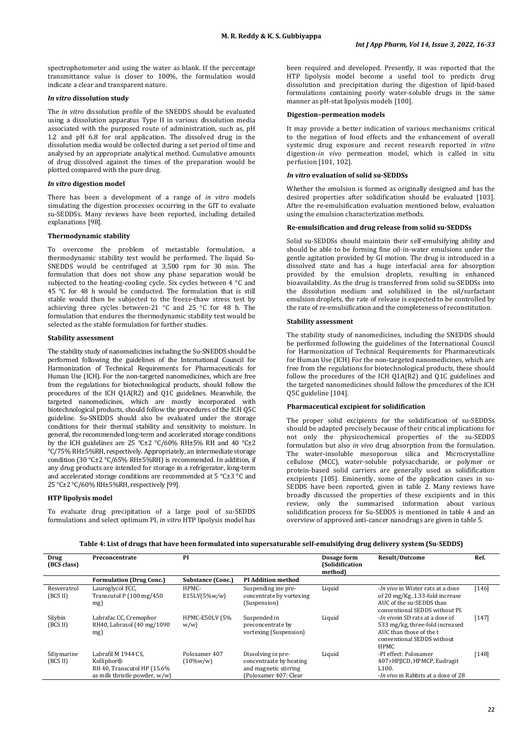spectrophotometer and using the water as blank. If the percentage transmittance value is closer to 100%, the formulation would indicate a clear and transparent nature.

#### *In vitro* dissolution study

The *in vitro* dissolution profile of the SNEDDS should be evaluated using a dissolution apparatus Type II in various dissolution media associated with the purposed route of administration, such as, pH 1.2 and pH 6.8 for oral application. The dissolved drug in the dissolution media would be collected during a set period of time and analysed by an appropriate analytical method. Cumulative amounts of drug dissolved against the times of the preparation would be plotted compared with the pure drug.

#### *In vitro* digestion model

There has been a development of a range of *in vitro* models simulating the digestion processes occurring in the GIT to evaluate su-SEDDSs. Many reviews have been reported, including detailed explanations [98].

#### Thermodynamic stability

To overcome the problem of metastable formulation, a thermodynamic stability test would be performed. The liquid Su-SNEDDS would be centrifuged at 3,500 rpm for 30 min. The formulation that does not show any phase separation would be subjected to the heating-cooling cycle. Six cycles between 4 °C and 45 °C for 48 h would be conducted. The formulation that is still stable would then be subjected to the freeze-thaw stress test by achieving three cycles between-21 °C and 25 °C for 48 h. The formulation that endures the thermodynamic stability test would be selected as the stable formulation for further studies.

#### Stability assessment

The stability study of nanomedicines including the Su-SNEDDS should be performed following the guidelines of the International Council for Harmonization of Technical Requirements for Pharmaceuticals for Human Use (ICH). For the non-targeted nanomedicines, which are free from the regulations for biotechnological products, should follow the procedures of the ICH Q1A(R2) and Q1C guidelines. Meanwhile, the targeted nanomedicines, which are mostly incorporated with biotechnological products, should follow the procedures of the ICH Q5C guideline. Su-SNEDDS should also be evaluated under the storage conditions for their thermal stability and sensitivity to moisture. In general, the recommended long-term and accelerated storage conditions by the ICH guidelines are 25 °C±2 °C/60% RH±5% RH and 40 °C±2 °C/75% RH±5%RH, respectively. Appropriately, an intermediate storage condition (30 °C±2 °C/65% RH±5%RH) is recommended. In addition, if any drug products are intended for storage in a refrigerator, long-term and accelerated storage conditions are recommended at 5 °C±3 °C and 25 °C±2 °C/60% RH±5%RH, respectively [99].

#### HTP lipolysis model

To evaluate drug precipitation of a large pool of su-SEDDS formulations and select optimum PI, *in vitro* HTP lipolysis model has been required and developed. Presently, it was reported that the HTP lipolysis model become a useful tool to predicts drug dissolution and precipitation during the digestion of lipid-based formulations containing poorly water-soluble drugs in the same manner as pH-stat lipolysis models [100].

#### Digestion–permeation models

It may provide a better indication of various mechanisms critical to the negation of food effects and the enhancement of overall systemic drug exposure and recent research reported *in vitro* digestion-*in vivo* permeation model, which is called in situ perfusion [101, 102].

#### *In vitro* evaluation of solid su-SEDDSs

Whether the emulsion is formed as originally designed and has the desired properties after solidification should be evaluated [103]. After the re-emulsification evaluation mentioned below, evaluation using the emulsion characterization methods.

#### Re-emulsification and drug release from solid su-SEDDSs

Solid su-SEDDSs should maintain their self-emulsifying ability and should be able to be forming fine oil-in-water emulsions under the gentle agitation provided by GI motion. The drug is introduced in a dissolved state and has a huge interfacial area for absorption provided by the emulsion droplets, resulting in enhanced bioavailability. As the drug is transferred from solid su-SEDDSs into the dissolution medium and solubilized in the oil/surfactant emulsion droplets, the rate of release is expected to be controlled by the rate of re-emulsification and the completeness of reconstitution.

#### Stability assessment

The stability study of nanomedicines, including the SNEDDS should be performed following the guidelines of the International Council for Harmonization of Technical Requirements for Pharmaceuticals for Human Use (ICH) For the non-targeted nanomedicines, which are free from the regulations for biotechnological products, these should follow the procedures of the ICH Q1A(R2) and Q1C guidelines and the targeted nanomedicines should follow the procedures of the ICH Q5C guideline [104].

#### Pharmaceutical excipient for solidification

The proper solid excipients for the solidification of su-SEDDSs should be adapted precisely because of their critical implications for not only the physicochemical properties of the su-SEDDS formulation but also *in vivo* drug absorption from the formulation. The water-insoluble mesoporous silica and Microcrystalline cellulose (MCC), water-soluble polysaccharide, or polymer or protein-based solid carriers are generally used as solidification excipients [105]. Eminently, some of the application cases in su-SEDDS have been reported, given in table 2. Many reviews have broadly discussed the properties of these excipients and in this review, only the summarised information about various solidification process for Su-SEDDS is mentioned in table 4 and an overview of approved anti-cancer nanodrugs are given in table 5.

**Table 4: List of drugs that have been formulated into supersaturable self-emulsifying drug delivery system (Su-SEDDS)**

| Drug (BCS class) | Preconcentrate | PI | | Dosage form (Solidification method) | Result/Outcome | Ref. |
|---|---|---|---|---|---|---|
| | Formulation (Drug Conc.) | Substance (Conc.) | PI Addition method | | | |
| Resveratrol (BCS II) | Lauroglycol FCC, Transcutol P (100 mg/450 mg) | HPMC-E15LV(5%*w/w*) | Suspending ine pre-concentrate by vortexing (Suspension) | Liquid | -*In vivo* in Wister rats at a dose of 20 mg/Kg, 1.33-fold increase AUC of the su-SEDDS than conventional SEDDS without PI. | [146] |
| Silybin (BCS II) | Labrafac CC, Cremophor RH40, Labrasol (40 mg/1090 mg) | HPMC-E50LV (5% w/w) | Suspended in preconcentrate by vortexing (Suspension) | Liquid | -*In vivo*in SD rats at a dose of 533 mg/kg, three-fold increased AUC than those of the t conventional SEDDS without HPMC | [147] |
| Siliymarine (BCS II) | Labrafil M 1944 CS, Kolliphor® RH 40, Transcutol HP (15.6% as milk thistle powder, w/w) | Poloxamer 407 (10%w/w) | Dissolving in pre-concentraate by heating and magnetic stirring (Poloxamer 407: Clear | Liquid | -PI effect: Poloxamer 407>HPβCD, HPMCP, Eudragit L100.<br>-*In vivo* in Rabbits at a dose of 28 | [148] |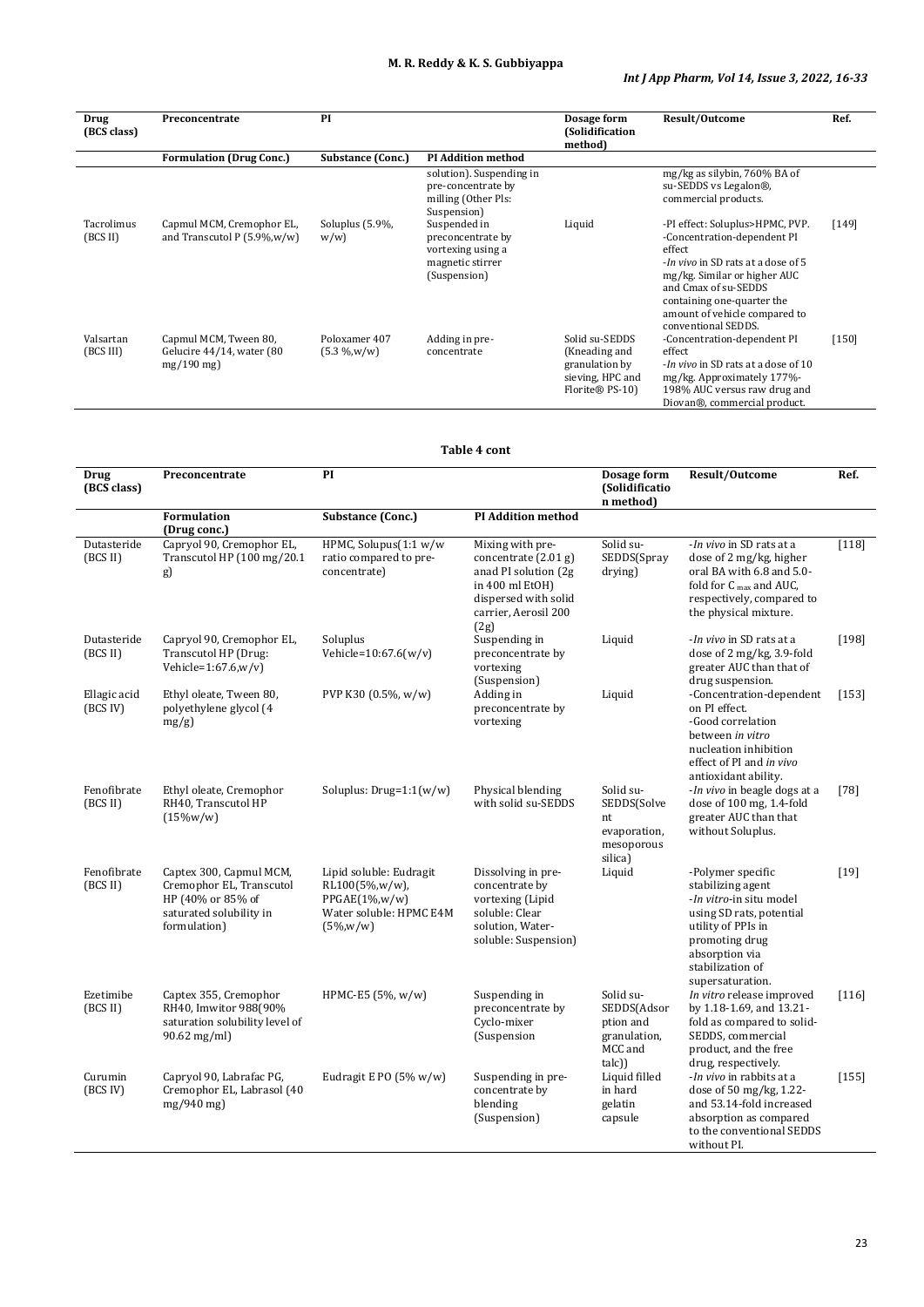| Drug (BCS class) | Preconcentrate | PI | | Dosage form (Solidification method) | Result/Outcome | Ref. |
|---|---|---|---|---|---|---|
| | Formulation (Drug Conc.) | Substance (Conc.) | PI Addition method | | | |
| | | | solution). Suspending in pre-concentrate by milling (Other PIs: Suspension) | | mg/kg as silybin, 760% BA of su-SEDDS vs Legalon®, commercial products. | |
| Tacrolimus (BCS II) | Capmul MCM, Cremophor EL, and Transcutol P (5.9%,w/w) | Soluplus (5.9%, w/w) | Suspended in preconcentrate by vortexing using a magnetic stirrer (Suspension) | Liquid | -PI effect: Soluplus>HPMC, PVP. -Concentration-dependent PI effect -*In vivo* in SD rats at a dose of 5 mg/kg. Similar or higher AUC and Cmax of su-SEDDS containing one-quarter the amount of vehicle compared to conventional SEDDS. | [149] |
| Valsartan (BCS III) | Capmul MCM, Tween 80, Gelucire 44/14, water (80 mg/190 mg) | Poloxamer 407 (5.3 %,w/w) | Adding in pre-concentrate | Solid su-SEDDS (Kneading and granulation by sieving, HPC and Florite® PS-10) | -Concentration-dependent PI effect -*In vivo* in SD rats at a dose of 10 mg/kg. Approximately 177%-198% AUC versus raw drug and Diovan®, commercial product. | [150] |

**Table 4 cont**

| Drug (BCS class) | Preconcentrate | PI | | Dosage form (Solidification method) | Result/Outcome | Ref. |
|---|---|---|---|---|---|---|
| | Formulation (Drug conc.) | Substance (Conc.) | PI Addition method | | | |
| Dutasteride (BCS II) | Capryol 90, Cremophor EL, Transcutol HP (100 mg/20.1 g) | HPMC, Solupus(1:1 w/w ratio compared to pre-concentrate) | Mixing with pre-concentrate (2.01 g) anad PI solution (2g in 400 ml EtOH) dispersed with solid carrier, Aerosil 200 (2g) | Solid su-SEDDS(Spray drying) | -*In vivo* in SD rats at a dose of 2 mg/kg, higher oral BA with 6.8 and 5.0-fold for $C_{max}$ and AUC, respectively, compared to the physical mixture. | [118] |
| Dutasteride (BCS II) | Capryol 90, Cremophor EL, Transcutol HP (Drug: Vehicle=1:67.6,w/v) | Soluplus Vehicle=10:67.6(w/v) | Suspending in preconcentrate by vortexing (Suspension) | Liquid | -*In vivo* in SD rats at a dose of 2 mg/kg, 3.9-fold greater AUC than that of drug suspension. | [198] |
| Ellagic acid (BCS IV) | Ethyl oleate, Tween 80, polyethylene glycol (4 mg/g) | PVP K30 (0.5%, w/w) | Adding in preconcentrate by vortexing | Liquid | -Concentration-dependent on PI effect. -Good correlation between *in vitro* nucleation inhibition effect of PI and *in vivo* antioxidant ability. | [153] |
| Fenofibrate (BCS II) | Ethyl oleate, Cremophor RH40, Transcutol HP (15%w/w) | Soluplus: Drug=1:1(w/w) | Physical blending with solid su-SEDDS | Solid su-SEDDS(Solvent evaporation, mesoporous silica) | -*In vivo* in beagle dogs at a dose of 100 mg, 1.4-fold greater AUC than that without Soluplus. | [78] |
| Fenofibrate (BCS II) | Captex 300, Capmul MCM, Cremophor EL, Transcutol HP (40% or 85% of saturated solubility in formulation) | Lipid soluble: Eudragit RL100(5%,w/w), PPGAE(1%,w/w) Water soluble: HPMC E4M (5%,w/w) | Dissolving in pre-concentrate by vortexing (Lipid soluble: Clear solution, Water-soluble: Suspension) | Liquid | -Polymer specific stabilizing agent -*In vitro*-in situ model using SD rats, potential utility of PPIs in promoting drug absorption via stabilization of supersaturation. | [19] |
| Ezetimibe (BCS II) | Captex 355, Cremophor RH40, Imwitor 988(90% saturation solubility level of 90.62 mg/ml) | HPMC-E5 (5%, w/w) | Suspending in preconcentrate by Cyclo-mixer (Suspension | Solid su-SEDDS(Adsorption and granulation, MCC and talc)) | *In vitro* release improved by 1.18-1.69, and 13.21-fold as compared to solid-SEDDS, commercial product, and the free drug, respectively. | [116] |
| Curumin (BCS IV) | Capryol 90, Labrafac PG, Cremophor EL, Labrasol (40 mg/940 mg) | Eudragit E PO (5% w/w) | Suspending in pre-concentrate by blending (Suspension) | Liquid filled in hard gelatin capsule | -*In vivo* in rabbits at a dose of 50 mg/kg, 1.22- and 53.14-fold increased absorption as compared to the conventional SEDDS without PI. | [155] |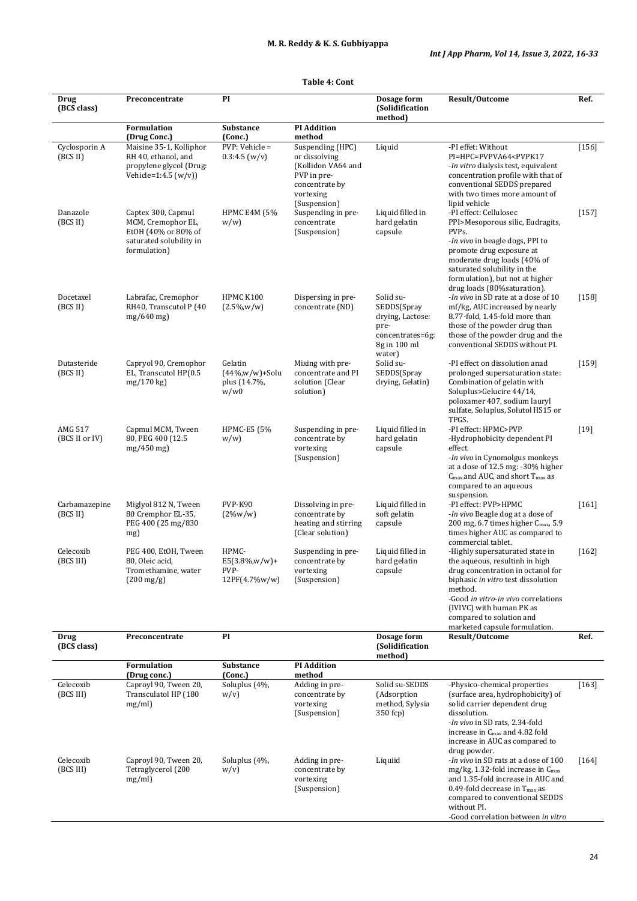**Table 4: Cont**

| Drug (BCS class) | Preconcentrate | PI | | Dosage form (Solidification method) | Result/Outcome | Ref. |
|---|---|---|---|---|---|---|
| | Formulation (Drug Conc.) | Substance (Conc.) | PI Addition method | | | |
| Cyclosporin A (BCS II) | Maisine 35-1, Kolliphor RH 40, ethanol, and propylene glycol (Drug: Vehicle=1:4.5 (w/v)) | PVP: Vehicle = 0.3:4.5 (w/v) | Suspending (HPC) or dissolving (Kollidon VA64 and PVP in pre-concentrate by vortexing (Suspension) | Liquid | -PI effet: Without PI=HPC=PVPVA64<PVPK17 -*In vitro* dialysis test, equivalent concentration profile with that of conventional SEDDS prepared with two times more amount of lipid vehicle | [156] |
| Danazole (BCS II) | Captex 300, Capmul MCM, Cremophor EL, EtOH (40% or 80% of saturated solubility in formulation) | HPMC E4M (5% w/w) | Suspending in pre-concentrate (Suspension) | Liquid filled in hard gelatin capsule | -PI effect: Cellulosec PPI>Mesoporous silic, Eudragits, PVPs. -*In vivo* in beagle dogs, PPI to promote drug exposure at moderate drug loads (40% of saturated solubility in the formulation), but not at higher drug loads (80%saturation). | [157] |
| Docetaxel (BCS II) | Labrafac, Cremophor RH40, Transcutol P (40 mg/640 mg) | HPMC K100 (2.5%,w/w) | Dispersing in pre-concentrate (ND) | Solid su-SEDDS(Spray drying, Lactose: pre-concentrates=6g: 8g in 100 ml water) | -*In vivo* in SD rate at a dose of 10 mf/kg, AUC increased by nearly 8.77-fold, 1.45-fold more than those of the powder drug than those of the powder drug and the conventional SEDDS without PI. | [158] |
| Dutasteride (BCS II) | Capryol 90, Cremophor EL, Transcutol HP(0.5 mg/170 kg) | Gelatin (44%,w/w)+Solu plus (14.7%, w/w0 | Mixing with pre-concentrate and PI solution (Clear solution) | Solid su-SEDDS(Spray drying, Gelatin) | -PI effect on dissolution anad prolonged supersaturation state: Combination of gelatin with Soluplus>Gelucire 44/14, poloxamer 407, sodium lauryl sulfate, Soluplus, Solutol HS15 or TPGS. | [159] |
| AMG 517 (BCS II or IV) | Capmul MCM, Tween 80, PEG 400 (12.5 mg/450 mg) | HPMC-E5 (5% w/w) | Suspending in pre-concentrate by vortexing (Suspension) | Liquid filled in hard gelatin capsule | -PI effect: HPMC>PVP -Hydrophobicity dependent PI effect. -*In vivo* in Cynomolgus monkeys at a dose of 12.5 mg: -30% higher $C_{max}$ and AUC, and short $T_{max}$ as compared to an aqueous suspension. | [19] |
| Carbamazepine (BCS II) | Miglyol 812 N, Tween 80 Cremphor EL-35, PEG 400 (25 mg/830 mg) | PVP-K90 (2%w/w) | Dissolving in pre-concentrate by heating and stirring (Clear solution) | Liquid filled in soft gelatin capsule | -PI effect: PVP>HPMC -*In vivo* Beagle dog at a dose of 200 mg, 6.7 times higher $C_{max}$, 5.9 times higher AUC as compared to commercial tablet. | [161] |
| Celecoxib (BCS III) | PEG 400, EtOH, Tween 80, Oleic acid, Tromethamine, water (200 mg/g) | HPMC-E5(3.8%,w/w)+ PVP-12PF(4.7%w/w) | Suspending in pre-concentrate by vortexing (Suspension) | Liquid filled in hard gelatin capsule | -Highly supersaturated state in the aqueous, resultinh in high drug concentration in octanol for biphasic *in vitro* test dissolution method. -Good *in vitro*-*in vivo* correlations (IVIVC) with human PK as compared to solution and marketed capsule formulation. | [162] |
| Celecoxib (BCS III) | Caproyl 90, Tween 20, Transculatol HP (180 mg/ml) | Soluplus (4%, w/v) | Adding in pre-concentrate by vortexing (Suspension) | Solid su-SEDDS (Adsorption method, Sylysia 350 fcp) | -Physico-chemical properties (surface area, hydrophobicity) of solid carrier dependent drug dissolution. -*In vivo* in SD rats, 2.34-fold increase in $C_{max}$ and 4.82 fold increase in AUC as compared to drug powder. | [163] |
| Celecoxib (BCS III) | Caproyl 90, Tween 20, Tetraglycerol (200 mg/ml) | Soluplus (4%, w/v) | Adding in pre-concentrate by vortexing (Suspension) | Liquiid | -*In vivo* in SD rats at a dose of 100 mg/kg, 1.32-fold increase in $C_{max}$ and 1.35-fold increase in AUC and 0.49-fold decrease in $T_{max}$ as compared to conventional SEDDS without PI. -Good correlation between *in vitro* | [164] |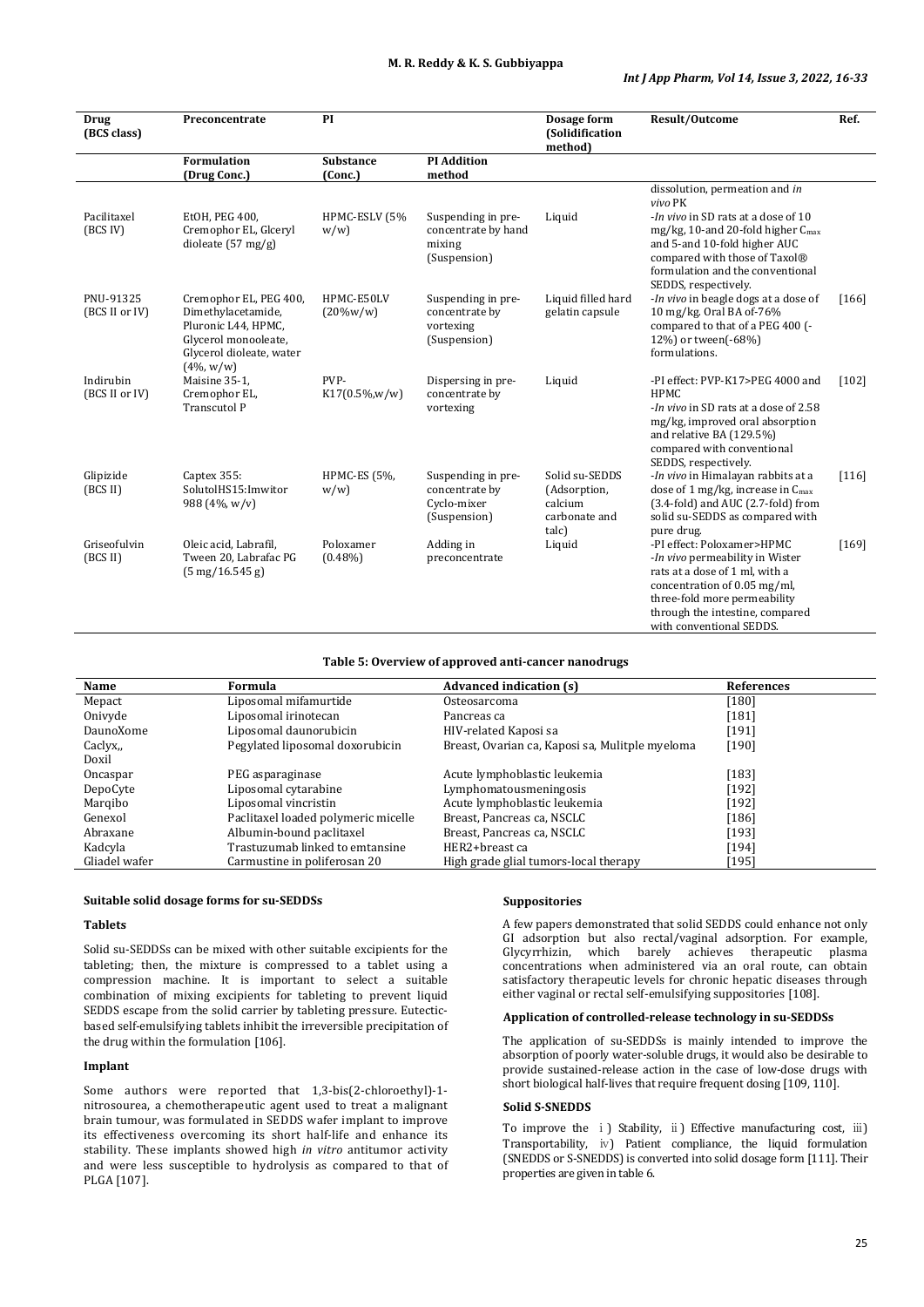| Drug (BCS class) | Preconcentrate | PI | | Dosage form (Solidification method) | Result/Outcome | Ref. |
|---|---|---|---|---|---|---|
| | Formulation (Drug Conc.) | Substance (Conc.) | PI Addition method | | | |
| | | | | | dissolution, permeation and *in vivo* PK | |
| Pacilitaxel (BCS IV) | EtOH, PEG 400, Cremophor EL, Glceryl dioleate (57 mg/g) | HPMC-ESLV (5% w/w) | Suspending in pre-concentrate by hand mixing (Suspension) | Liquid | -*In vivo* in SD rats at a dose of 10 mg/kg, 10-and 20-fold higher $C_{max}$ and 5-and 10-fold higher AUC compared with those of Taxol® formulation and the conventional SEDDS, respectively. | |
| PNU-91325 (BCS II or IV) | Cremophor EL, PEG 400, Dimethylacetamide, Pluronic L44, HPMC, Glycerol monooleate, Glycerol dioleate, water (4%, w/w) | HPMC-E50LV (20%w/w) | Suspending in pre-concentrate by vortexing (Suspension) | Liquid filled hard gelatin capsule | -*In vivo* in beagle dogs at a dose of 10 mg/kg. Oral BA of-76% compared to that of a PEG 400 (-12%) or tween(-68%) formulations. | [166] |
| Indirubin (BCS II or IV) | Maisine 35-1, Cremophor EL, Transcutol P | PVP-K17(0.5%,w/w) | Dispersing in pre-concentrate by vortexing | Liquid | -PI effect: PVP-K17>PEG 4000 and HPMC<br>-*In vivo* in SD rats at a dose of 2.58 mg/kg, improved oral absorption and relative BA (129.5%) compared with conventional SEDDS, respectively. | [102] |
| Glipizide (BCS II) | Captex 355: SolutolHS15:Imwitor 988 (4%, v/v) | HPMC-ES (5%, w/w) | Suspending in pre-concentrate by Cyclo-mixer (Suspension) | Solid su-SEDDS (Adsorption, calcium carbonate and talc) | -*In vivo* in Himalayan rabbits at a dose of 1 mg/kg, increase in $C_{max}$ (3.4-fold) and AUC (2.7-fold) from solid su-SEDDS as compared with pure drug. | [116] |
| Griseofulvin (BCS II) | Oleic acid, Labrafil, Tween 20, Labrafac PG (5 mg/16.545 g) | Poloxamer (0.48%) | Adding in preconcentrate | Liquid | -PI effect: Poloxamer>HPMC<br>-*In vivo* permeability in Wister rats at a dose of 1 ml, with a concentration of 0.05 mg/ml, three-fold more permeability through the intestine, compared with conventional SEDDS. | [169] |

**Table 5: Overview of approved anti-cancer nanodrugs**

| Name | Formula | Advanced indication (s) | References |
|---|---|---|---|
| Mepact | Liposomal mifamurtide | Osteosarcoma | [180] |
| Onivyde | Liposomal irinotecan | Pancreas ca | [181] |
| DaunoXome | Liposomal daunorubicin | HIV-related Kaposi sa | [191] |
| Caclyx,, Doxil | Pegylated liposomal doxorubicin | Breast, Ovarian ca, Kaposi sa, Mulitple myeloma | [190] |
| Oncaspar | PEG asparaginase | Acute lymphoblastic leukemia | [183] |
| DepoCyte | Liposomal cytarabine | Lymphomatousmeningosis | [192] |
| Marqibo | Liposomal vincristin | Acute lymphoblastic leukemia | [192] |
| Genexol | Paclitaxel loaded polymeric micelle | Breast, Pancreas ca, NSCLC | [186] |
| Abraxane | Albumin-bound paclitaxel | Breast, Pancreas ca, NSCLC | [193] |
| Kadcyla | Trastuzumab linked to emtansine | HER2+breast ca | [194] |
| Gliadel wafer | Carmustine in poliferosan 20 | High grade glial tumors-local therapy | [195] |

### Suitable solid dosage forms for su-SEDDSs

#### Tablets

Solid su-SEDDSs can be mixed with other suitable excipients for the tableting; then, the mixture is compressed to a tablet using a compression machine. It is important to select a suitable combination of mixing excipients for tableting to prevent liquid SEDDS escape from the solid carrier by tableting pressure. Eutectic-based self-emulsifying tablets inhibit the irreversible precipitation of the drug within the formulation [106].

#### Implant

Some authors were reported that 1,3-bis(2-chloroethyl)-1-nitrosourea, a chemotherapeutic agent used to treat a malignant brain tumour, was formulated in SEDDS wafer implant to improve its effectiveness overcoming its short half-life and enhance its stability. These implants showed high *in vitro* antitumor activity and were less susceptible to hydrolysis as compared to that of PLGA [107].

#### Suppositories

A few papers demonstrated that solid SEDDS could enhance not only GI adsorption but also rectal/vaginal adsorption. For example, Glycyrrhizin, which barely achieves therapeutic plasma concentrations when administered via an oral route, can obtain satisfactory therapeutic levels for chronic hepatic diseases through either vaginal or rectal self-emulsifying suppositories [108].

#### Application of controlled-release technology in su-SEDDSs

The application of su-SEDDSs is mainly intended to improve the absorption of poorly water-soluble drugs, it would also be desirable to provide sustained-release action in the case of low-dose drugs with short biological half-lives that require frequent dosing [109, 110].

#### Solid S-SNEDDS

To improve the i) Stability, ii) Effective manufacturing cost, iii) Transportability, iv) Patient compliance, the liquid formulation (SNEDDS or S-SNEDDS) is converted into solid dosage form [111]. Their properties are given in table 6.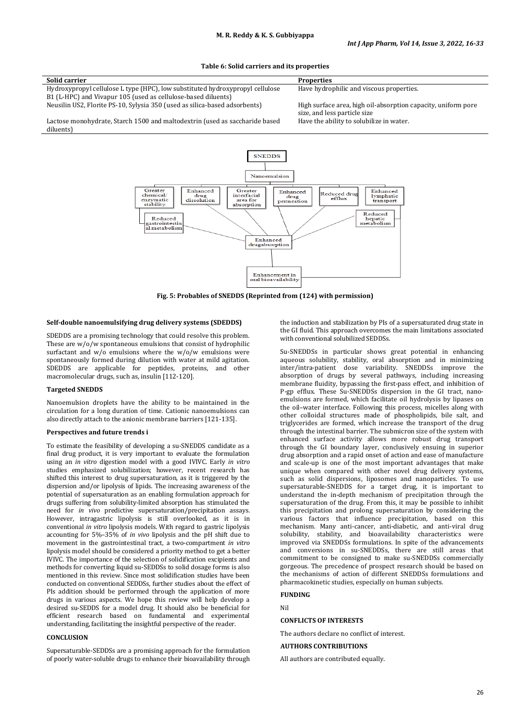**Table 6: Solid carriers and its properties**

| Solid carrier | Properties |
|---|---|
| Hydroxypropyl cellulose L type (HPC), low substituted hydroxypropyl cellulose B1 (L-HPC) and Vivapur 105 (used as cellulose-based diluents) | Have hydrophilic and viscous properties. |
| Neusilin US2, Florite PS-10, Sylysia 350 (used as silica-based adsorbents) | High surface area, high oil-absorption capacity, uniform pore size, and less particle size |
| Lactose monohydrate, Starch 1500 and maltodextrin (used as saccharide based diluents) | Have the ability to solubilize in water. |

Fig. 5: Probables of SNEDDS (Reprinted from (124) with permission)

### Self-double nanoemulsifying drug delivery systems (SDEDDS)

SDEDDS are a promising technology that could resolve this problem. These are w/o/w spontaneous emulsions that consist of hydrophilic surfactant and w/o emulsions where the w/o/w emulsions were spontaneously formed during dilution with water at mild agitation. SDEDDS are applicable for peptides, proteins, and other macromolecular drugs, such as, insulin [112-120].

### Targeted SNEDDS

Nanoemulsion droplets have the ability to be maintained in the circulation for a long duration of time. Cationic nanoemulsions can also directly attach to the anionic membrane barriers [121-135].

### Perspectives and future trends i

To estimate the feasibility of developing a su-SNEDDS candidate as a final drug product, it is very important to evaluate the formulation using an *in vitro* digestion model with a good IVIVC. Early *in vitro* studies emphasized solubilization; however, recent research has shifted this interest to drug supersaturation, as it is triggered by the dispersion and/or lipolysis of lipids. The increasing awareness of the potential of supersaturation as an enabling formulation approach for drugs suffering from solubility-limited absorption has stimulated the need for *in vivo* predictive supersaturation/precipitation assays. However, intragastric lipolysis is still overlooked, as it is in conventional *in vitro* lipolysis models. With regard to gastric lipolysis accounting for 5%–35% of *in vivo* lipolysis and the pH shift due to movement in the gastrointestinal tract, a two-compartment *in vitro* lipolysis model should be considered a priority method to get a better IVIVC. The importance of the selection of solidification excipients and methods for converting liquid su-SEDDSs to solid dosage forms is also mentioned in this review. Since most solidification studies have been conducted on conventional SEDDSs, further studies about the effect of PIs addition should be performed through the application of more drugs in various aspects. We hope this review will help develop a desired su-SEDDS for a model drug. It should also be beneficial for efficient research based on fundamental and experimental understanding, facilitating the insightful perspective of the reader.

### CONCLUSION

Supersaturable-SEDDSs are a promising approach for the formulation of poorly water-soluble drugs to enhance their bioavailability through the induction and stabilization by PIs of a supersaturated drug state in the GI fluid. This approach overcomes the main limitations associated with conventional solubilized SEDDSs.

Su-SNEDDSs in particular shows great potential in enhancing aqueous solubility, stability, oral absorption and in minimizing inter/intra-patient dose variability. SNEDDSs improve the absorption of drugs by several pathways, including increasing membrane fluidity, bypassing the first-pass effect, and inhibition of P-gp efflux. These Su-SNEDDSs dispersion in the GI tract, nano-emulsions are formed, which facilitate oil hydrolysis by lipases on the oil–water interface. Following this process, micelles along with other colloidal structures made of phospholipids, bile salt, and triglycerides are formed, which increase the transport of the drug through the intestinal barrier. The submicron size of the system with enhanced surface activity allows more robust drug transport through the GI boundary layer, conclusively ensuing in superior drug absorption and a rapid onset of action and ease of manufacture and scale-up is one of the most important advantages that make unique when compared with other novel drug delivery systems, such as solid dispersions, liposomes and nanoparticles. To use supersaturable-SNEDDS for a target drug, it is important to understand the in-depth mechanism of precipitation through the supersaturation of the drug. From this, it may be possible to inhibit this precipitation and prolong supersaturation by considering the various factors that influence precipitation, based on this mechanism. Many anti-cancer, anti-diabetic, and anti-viral drug solubility, stability, and bioavailability characteristics were improved via SNEDDSs formulations. In spite of the advancements and conversions in su-SNEDDSs, there are still areas that commitment to be consigned to make su-SNEDDSs commercially gorgeous. The precedence of prospect research should be based on the mechanisms of action of different SNEDDSs formulations and pharmacokinetic studies, especially on human subjects.

### FUNDING

Nil

### CONFLICTS OF INTERESTS

The authors declare no conflict of interest.

### AUTHORS CONTRIBUTIONS

All authors are contributed equally.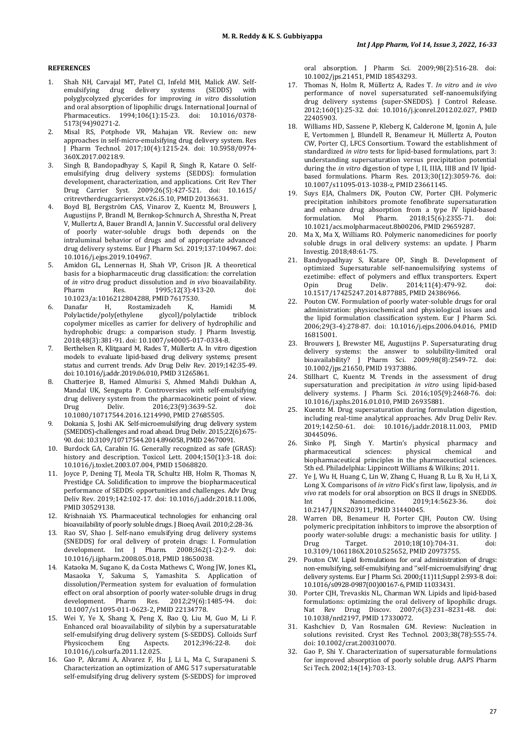## REFERENCES

1. Shah NH, Carvajal MT, Patel CI, Infeld MH, Malick AW. Self-emulsifying drug delivery systems (SEDDS) with polyglycolyzed glycerides for improving *in vitro* dissolution and oral absorption of lipophilic drugs. International Journal of Pharmaceutics. 1994;106(1):15-23. doi: 10.1016/0378-5173(94)90271-2.
2. Misal RS, Potphode VR, Mahajan VR. Review on: new approaches in self-micro-emulsifying drug delivery system. Res J Pharm Technol. 2017;10(4):1215-24. doi: 10.5958/0974-360X.2017.00218.9.
3. Singh B, Bandopadhyay S, Kapil R, Singh R, Katare O. Self-emulsifying drug delivery systems (SEDDS): formulation development, characterization, and applications. Crit Rev Ther Drug Carrier Syst. 2009;26(5):427-521. doi: 10.1615/critrevtherdrugcarriersyst.v26.i5.10, PMID 20136631.
4. Boyd BJ, Bergström CAS, Vinarov Z, Kuentz M, Brouwers J, Augustijns P, Brandl M, Bernkop-Schnurch A, Shrestha N, Preat V, Mullertz A, Bauer Brandl A, Jannin V. Successful oral delivery of poorly water-soluble drugs both depends on the intraluminal behavior of drugs and of appropriate advanced drug delivery systems. Eur J Pharm Sci. 2019;137:104967. doi: 10.1016/j.ejps.2019.104967.
5. Amidon GL, Lennernas H, Shah VP, Crison JR. A theoretical basis for a biopharmaceutic drug classification: the correlation of *in vitro* drug product dissolution and *in vivo* bioavailability. Pharm Res. 1995;12(3):413-20. doi: 10.1023/a:1016212804288, PMID 7617530.
6. Danafar H, Rostamizadeh K, Hamidi M. Polylactide/poly(ethylene glycol)/polylactide triblock copolymer micelles as carrier for delivery of hydrophilic and hydrophobic drugs: a comparison study. J Pharm Investig. 2018;48(3):381-91. doi: 10.1007/s40005-017-0334-8.
7. Berthelsen R, Klitgaard M, Rades T, Müllertz A. In vitro digestion models to evaluate lipid-based drug delivery systems; present status and current trends. Adv Drug Deliv Rev. 2019;142:35-49. doi: 10.1016/j.addr.2019.06.010, PMID 31265861.
8. Chatterjee B, Hamed Almurisi S, Ahmed Mahdi Dukhan A, Mandal UK, Sengupta P. Controversies with self-emulsifying drug delivery system from the pharmacokinetic point of view. Drug Deliv. 2016;23(9):3639-52. doi: 10.1080/10717544.2016.1214990, PMID 27685505.
9. Dokania S, Joshi AK. Self-microemulsifying drug delivery system (SMEDDS)-challenges and road ahead. Drug Deliv. 2015;22(6):675-90. doi: 10.3109/10717544.2014.896058, PMID 24670091.
10. Burdock GA, Carabin IG. Generally recognized as safe (GRAS): history and description. Toxicol Lett. 2004;150(1):3-18. doi: 10.1016/j.toxlet.2003.07.004, PMID 15068820.
11. Joyce P, Dening TJ, Meola TR, Schultz HB, Holm R, Thomas N, Prestidge CA. Solidification to improve the biopharmaceutical performance of SEDDS: opportunities and challenges. Adv Drug Deliv Rev. 2019;142:102-17. doi: 10.1016/j.addr.2018.11.006, PMID 30529138.
12. Krishnaiah YS. Pharmaceutical technologies for enhancing oral bioavailability of poorly soluble drugs. J Bioeq Avail. 2010;2:28-36.
13. Rao SV, Shao J. Self-nano emulsifying drug delivery systems (SNEDDS) for oral delivery of protein drugs: I. Formulation development. Int J Pharm. 2008;362(1-2):2-9. doi: 10.1016/j.ijpharm.2008.05.018, PMID 18650038.
14. Kataoka M, Sugano K, da Costa Mathews C, Wong JW, Jones KL, Masaoka Y, Sakuma S, Yamashita S. Application of dissolution/Permeation system for evaluation of formulation effect on oral absorption of poorly water-soluble drugs in drug development. Pharm Res. 2012;29(6):1485-94. doi: 10.1007/s11095-011-0623-2, PMID 22134778.
15. Wei Y, Ye X, Shang X, Peng X, Bao Q, Liu M, Guo M, Li F. Enhanced oral bioavailability of silybin by a supersaturatable self-emulsifying drug delivery system (S-SEDDS). Colloids Surf Physicochem Eng Aspects. 2012;396:22-8. doi: 10.1016/j.colsurfa.2011.12.025.
16. Gao P, Akrami A, Alvarez F, Hu J, Li L, Ma C, Surapaneni S. Characterization an optimization of AMG 517 supersaturatable self-emulsifying drug delivery system (S-SEDDS) for improved oral absorption. J Pharm Sci. 2009;98(2):516-28. doi: 10.1002/jps.21451, PMID 18543293.
17. Thomas N, Holm R, Müllertz A, Rades T. *In vitro* and *in vivo* performance of novel supersaturated self-nanoemulsifying drug delivery systems (super-SNEDDS). J Control Release. 2012;160(1):25-32. doi: 10.1016/j.jconrel.2012.02.027, PMID 22405903.
18. Williams HD, Sassene P, Kleberg K, Calderone M, Igonin A, Jule E, Vertommen J, Blundell R, Benameur H, Müllertz A, Pouton CW, Porter CJ, LFCS Consortium. Toward the establishment of standardized *in vitro* tests for lipid-based formulations, part 3: understanding supersaturation versus precipitation potential during the *in vitro* digestion of type I, II, IIIA, IIIB and IV lipid-based formulations. Pharm Res. 2013;30(12):3059-76. doi: 10.1007/s11095-013-1038-z, PMID 23661145.
19. Suys EJA, Chalmers DK, Pouton CW, Porter CJH. Polymeric precipitation inhibitors promote fenofibrate supersaturation and enhance drug absorption from a type IV lipid-based formulation. Mol Pharm. 2018;15(6):2355-71. doi: 10.1021/acs.molpharmaceut.8b00206, PMID 29659287.
20. Ma X, Ma X, Williams RO. Polymeric nanomedicines for poorly soluble drugs in oral delivery systems: an update. J Pharm Investig. 2018;48:61-75.
21. Bandyopadhyay S, Katare OP, Singh B. Development of optimized Supersaturable self-nanoemulsifying systems of ezetimibe: effect of polymers and efflux transporters. Expert Opin Drug Deliv. 2014;11(4):479-92. doi: 10.1517/17425247.2014.877885, PMID 24386966.
22. Pouton CW. Formulation of poorly water-soluble drugs for oral administration: physicochemical and physiological issues and the lipid formulation classification system. Eur J Pharm Sci. 2006;29(3-4):278-87. doi: 10.1016/j.ejps.2006.04.016, PMID 16815001.
23. Brouwers J, Brewster ME, Augustijns P. Supersaturating drug delivery systems: the answer to solubility-limited oral bioavailability? J Pharm Sci. 2009;98(8):2549-72. doi: 10.1002/jps.21650, PMID 19373886.
24. Stillhart C, Kuentz M. Trends in the assessment of drug supersaturation and precipitation *in vitro* using lipid-based delivery systems. J Pharm Sci. 2016;105(9):2468-76. doi: 10.1016/j.xphs.2016.01.010, PMID 26935881.
25. Kuentz M. Drug supersaturation during formulation digestion, including real-time analytical approaches. Adv Drug Deliv Rev. 2019;142:50-61. doi: 10.1016/j.addr.2018.11.003, PMID 30445096.
26. Sinko PJ, Singh Y. Martin's physical pharmacy and pharmaceutical sciences: physical chemical and biopharmaceutical principles in the pharmaceutical sciences. 5th ed. Philadelphia: Lippincott Williams & Wilkins; 2011.
27. Ye J, Wu H, Huang C, Lin W, Zhang C, Huang B, Lu B, Xu H, Li X, Long X. Comparisons of *in vitro* Fick's first law, lipolysis, and *in vivo* rat models for oral absorption on BCS II drugs in SNEDDS. Int J Nanomedicine. 2019;14:5623-36. doi: 10.2147/IJN.S203911, PMID 31440045.
28. Warren DB, Benameur H, Porter CJH, Pouton CW. Using polymeric precipitation inhibitors to improve the absorption of poorly water-soluble drugs: a mechanistic basis for utility. J Drug Target. 2010;18(10):704-31. doi: 10.3109/1061186X.2010.525652, PMID 20973755.
29. Pouton CW. Lipid formulations for oral administration of drugs: non-emulsifying, self-emulsifying and ''self-microemulsifying' drug delivery systems. Eur J Pharm Sci. 2000;(11)11;Suppl 2:S93-8. doi: 10.1016/s0928-0987(00)00167-6, PMID 11033431.
30. Porter CJH, Trevaskis NL, Charman WN. Lipids and lipid-based formulations: optimizing the oral delivery of lipophilic drugs. Nat Rev Drug Discov. 2007;6(3):231–8231-48. doi: 10.1038/nrd2197, PMID 17330072.
31. Kashchiev D, Van Rosmalen GM. Review: Nucleation in solutions revisited. Cryst Res Technol. 2003;38(78):555-74. doi: 10.1002/crat.200310070.
32. Gao P, Shi Y. Characterization of supersaturable formulations for improved absorption of poorly soluble drug. AAPS Pharm Sci Tech. 2002;14(14):703-13.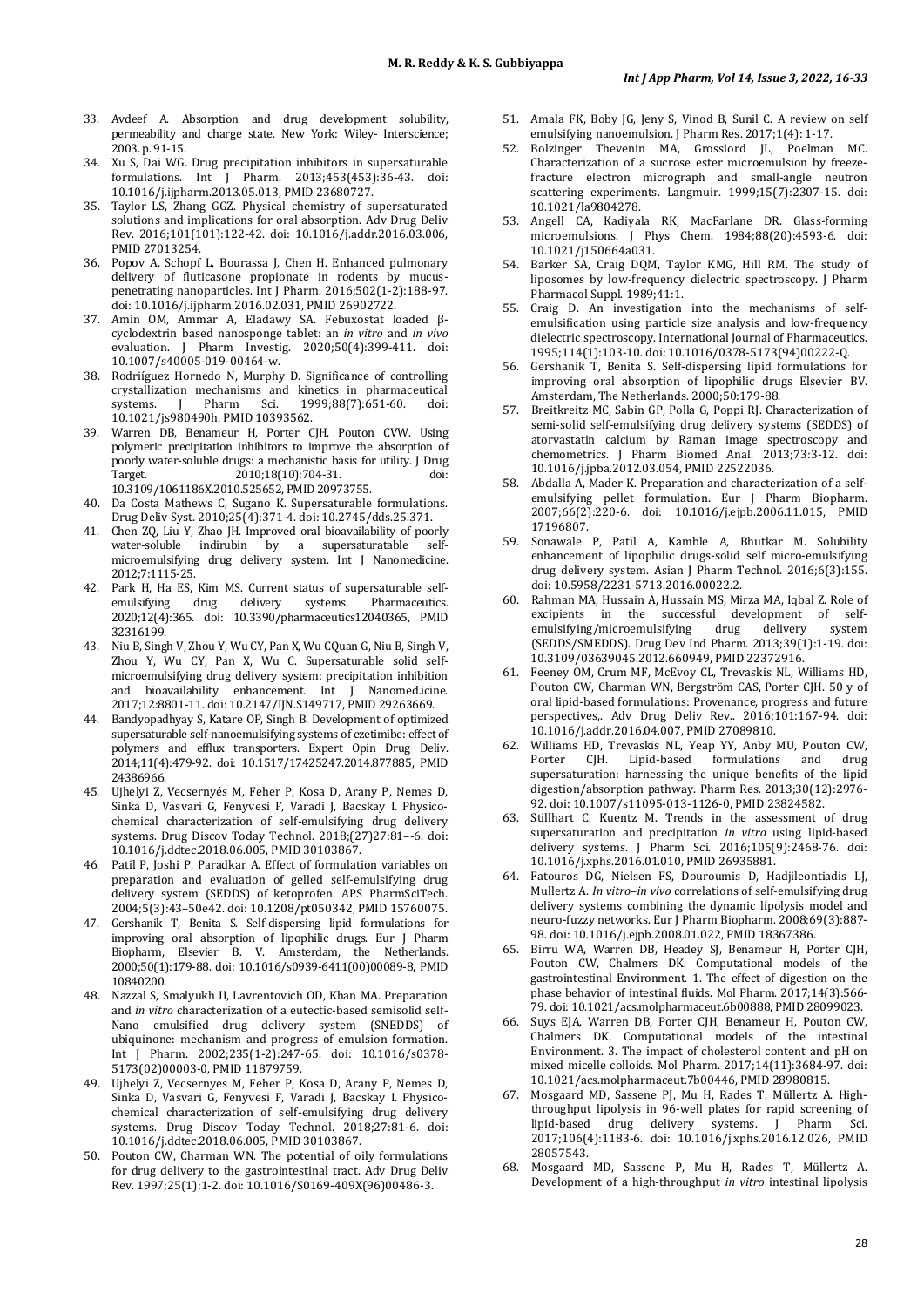33. Avdeef A. Absorption and drug development solubility, permeability and charge state. New York: Wiley- Interscience; 2003. p. 91-15.
34. Xu S, Dai WG. Drug precipitation inhibitors in supersaturable formulations. Int J Pharm. 2013;453(453):36-43. doi: 10.1016/j.ijpharm.2013.05.013, PMID 23680727.
35. Taylor LS, Zhang GGZ. Physical chemistry of supersaturated solutions and implications for oral absorption. Adv Drug Deliv Rev. 2016;101(101):122-42. doi: 10.1016/j.addr.2016.03.006, PMID 27013254.
36. Popov A, Schopf L, Bourassa J, Chen H. Enhanced pulmonary delivery of fluticasone propionate in rodents by mucus-penetrating nanoparticles. Int J Pharm. 2016;502(1-2):188-97. doi: 10.1016/j.ijpharm.2016.02.031, PMID 26902722.
37. Amin OM, Ammar A, Eladawy SA. Febuxostat loaded β-cyclodextrin based nanosponge tablet: an *in vitro* and *in vivo* evaluation. J Pharm Investig. 2020;50(4):399-411. doi: 10.1007/s40005-019-00464-w.
38. Rodriguez Hornedo N, Murphy D. Significance of controlling crystallization mechanisms and kinetics in pharmaceutical systems. J Pharm Sci. 1999;88(7):651-60. doi: 10.1021/js980490h, PMID 10393562.
39. Warren DB, Benameur H, Porter CJH, Pouton CVW. Using polymeric precipitation inhibitors to improve the absorption of poorly water-soluble drugs: a mechanistic basis for utility. J Drug Target. 2010;18(10):704-31. doi: 10.3109/1061186X.2010.525652, PMID 20973755.
40. Da Costa Mathews C, Sugano K. Supersaturable formulations. Drug Deliv Syst. 2010;25(4):371-4. doi: 10.2745/dds.25.371.
41. Chen ZQ, Liu Y, Zhao JH. Improved oral bioavailability of poorly water-soluble indirubin by a supersaturatable self-microemulsifying drug delivery system. Int J Nanomedicine. 2012;7:1115-25.
42. Park H, Ha ES, Kim MS. Current status of supersaturable self-emulsifying drug delivery systems. Pharmaceutics. 2020;12(4):365. doi: 10.3390/pharmaceutics12040365, PMID 32316199.
43. Niu B, Singh V, Zhou Y, Wu CY, Pan X, Wu CQuan G, Niu B, Singh V, Zhou Y, Wu CY, Pan X, Wu C. Supersaturable solid self-microemulsifying drug delivery system: precipitation inhibition and bioavailability enhancement. Int J Nanomed.icine. 2017;12:8801-11. doi: 10.2147/IJN.S149717, PMID 29263669.
44. Bandyopadhyay S, Katare OP, Singh B. Development of optimized supersaturable self-nanoemulsifying systems of ezetimibe: effect of polymers and efflux transporters. Expert Opin Drug Deliv. 2014;11(4):479-92. doi: 10.1517/17425247.2014.877885, PMID 24386966.
45. Ujhelyi Z, Vecsernyés M, Feher P, Kosa D, Arany P, Nemes D, Sinka D, Vasvari G, Fenyvesi F, Varadi J, Bacskay I. Physico-chemical characterization of self-emulsifying drug delivery systems. Drug Discov Today Technol. 2018;(27)27:81–-6. doi: 10.1016/j.ddtec.2018.06.005, PMID 30103867.
46. Patil P, Joshi P, Paradkar A. Effect of formulation variables on preparation and evaluation of gelled self-emulsifying drug delivery system (SEDDS) of ketoprofen. APS PharmSciTech. 2004;5(3):43–50e42. doi: 10.1208/pt050342, PMID 15760075.
47. Gershanik T, Benita S. Self-dispersing lipid formulations for improving oral absorption of lipophilic drugs. Eur J Pharm Biopharm, Elsevier B. V. Amsterdam, the Netherlands. 2000;50(1):179-88. doi: 10.1016/s0939-6411(00)00089-8, PMID 10840200.
48. Nazzal S, Smalyukh II, Lavrentovich OD, Khan MA. Preparation and *in vitro* characterization of a eutectic-based semisolid self-Nano emulsified drug delivery system (SNEDDS) of ubiquinone: mechanism and progress of emulsion formation. Int J Pharm. 2002;235(1-2):247-65. doi: 10.1016/s0378-5173(02)00003-0, PMID 11879759.
49. Ujhelyi Z, Vecsernyes M, Feher P, Kosa D, Arany P, Nemes D, Sinka D, Vasvari G, Fenyvesi F, Varadi J, Bacskay I. Physico-chemical characterization of self-emulsifying drug delivery systems. Drug Discov Today Technol. 2018;27:81-6. doi: 10.1016/j.ddtec.2018.06.005, PMID 30103867.
50. Pouton CW, Charman WN. The potential of oily formulations for drug delivery to the gastrointestinal tract. Adv Drug Deliv Rev. 1997;25(1):1-2. doi: 10.1016/S0169-409X(96)00486-3.
51. Amala FK, Boby JG, Jeny S, Vinod B, Sunil C. A review on self emulsifying nanoemulsion. J Pharm Res. 2017;1(4): 1-17.
52. Bolzinger Thevenin MA, Grossiord JL, Poelman MC. Characterization of a sucrose ester microemulsion by freeze-fracture electron micrograph and small-angle neutron scattering experiments. Langmuir. 1999;15(7):2307-15. doi: 10.1021/la9804278.
53. Angell CA, Kadiyala RK, MacFarlane DR. Glass-forming microemulsions. J Phys Chem. 1984;88(20):4593-6. doi: 10.1021/j150664a031.
54. Barker SA, Craig DQM, Taylor KMG, Hill RM. The study of liposomes by low-frequency dielectric spectroscopy. J Pharm Pharmacol Suppl. 1989;41:1.
55. Craig D. An investigation into the mechanisms of self-emulsification using particle size analysis and low-frequency dielectric spectroscopy. International Journal of Pharmaceutics. 1995;114(1):103-10. doi: 10.1016/0378-5173(94)00222-Q.
56. Gershanik T, Benita S. Self-dispersing lipid formulations for improving oral absorption of lipophilic drugs Elsevier BV. Amsterdam, The Netherlands. 2000;50:179-88.
57. Breitkreitz MC, Sabin GP, Polla G, Poppi RJ. Characterization of semi-solid self-emulsifying drug delivery systems (SEDDS) of atorvastatin calcium by Raman image spectroscopy and chemometrics. J Pharm Biomed Anal. 2013;73:3-12. doi: 10.1016/j.jpba.2012.03.054, PMID 22522036.
58. Abdalla A, Mader K. Preparation and characterization of a self-emulsifying pellet formulation. Eur J Pharm Biopharm. 2007;66(2):220-6. doi: 10.1016/j.ejpb.2006.11.015, PMID 17196807.
59. Sonawale P, Patil A, Kamble A, Bhutkar M. Solubility enhancement of lipophilic drugs-solid self micro-emulsifying drug delivery system. Asian J Pharm Technol. 2016;6(3):155. doi: 10.5958/2231-5713.2016.00022.2.
60. Rahman MA, Hussain A, Hussain MS, Mirza MA, Iqbal Z. Role of excipients in the successful development of self-emulsifying/microemulsifying drug delivery system (SEDDS/SMEDDS). Drug Dev Ind Pharm. 2013;39(1):1-19. doi: 10.3109/03639045.2012.660949, PMID 22372916.
61. Feeney OM, Crum MF, McEvoy CL, Trevaskis NL, Williams HD, Pouton CW, Charman WN, Bergström CAS, Porter CJH. 50 y of oral lipid-based formulations: Provenance, progress and future perspectives,. Adv Drug Deliv Rev.. 2016;101:167-94. doi: 10.1016/j.addr.2016.04.007, PMID 27089810.
62. Williams HD, Trevaskis NL, Yeap YY, Anby MU, Pouton CW, Porter CJH. Lipid-based formulations and drug supersaturation: harnessing the unique benefits of the lipid digestion/absorption pathway. Pharm Res. 2013;30(12):2976-92. doi: 10.1007/s11095-013-1126-0, PMID 23824582.
63. Stillhart C, Kuentz M. Trends in the assessment of drug supersaturation and precipitation *in vitro* using lipid-based delivery systems. J Pharm Sci. 2016;105(9):2468-76. doi: 10.1016/j.xphs.2016.01.010, PMID 26935881.
64. Fatouros DG, Nielsen FS, Douroumis D, Hadjileontiadis LJ, Mullertz A. *In vitro–in vivo* correlations of self-emulsifying drug delivery systems combining the dynamic lipolysis model and neuro-fuzzy networks. Eur J Pharm Biopharm. 2008;69(3):887-98. doi: 10.1016/j.ejpb.2008.01.022, PMID 18367386.
65. Birru WA, Warren DB, Headey SJ, Benameur H, Porter CJH, Pouton CW, Chalmers DK. Computational models of the gastrointestinal Environment. 1. The effect of digestion on the phase behavior of intestinal fluids. Mol Pharm. 2017;14(3):566-79. doi: 10.1021/acs.molpharmaceut.6b00888, PMID 28099023.
66. Suys EJA, Warren DB, Porter CJH, Benameur H, Pouton CW, Chalmers DK. Computational models of the intestinal Environment. 3. The impact of cholesterol content and pH on mixed micelle colloids. Mol Pharm. 2017;14(11):3684-97. doi: 10.1021/acs.molpharmaceut.7b00446, PMID 28980815.
67. Mosgaard MD, Sassene PJ, Mu H, Rades T, Müllertz A. High-throughput lipolysis in 96-well plates for rapid screening of lipid-based drug delivery systems. J Pharm Sci. 2017;106(4):1183-6. doi: 10.1016/j.xphs.2016.12.026, PMID 28057543.
68. Mosgaard MD, Sassene P, Mu H, Rades T, Müllertz A. Development of a high-throughput *in vitro* intestinal lipolysis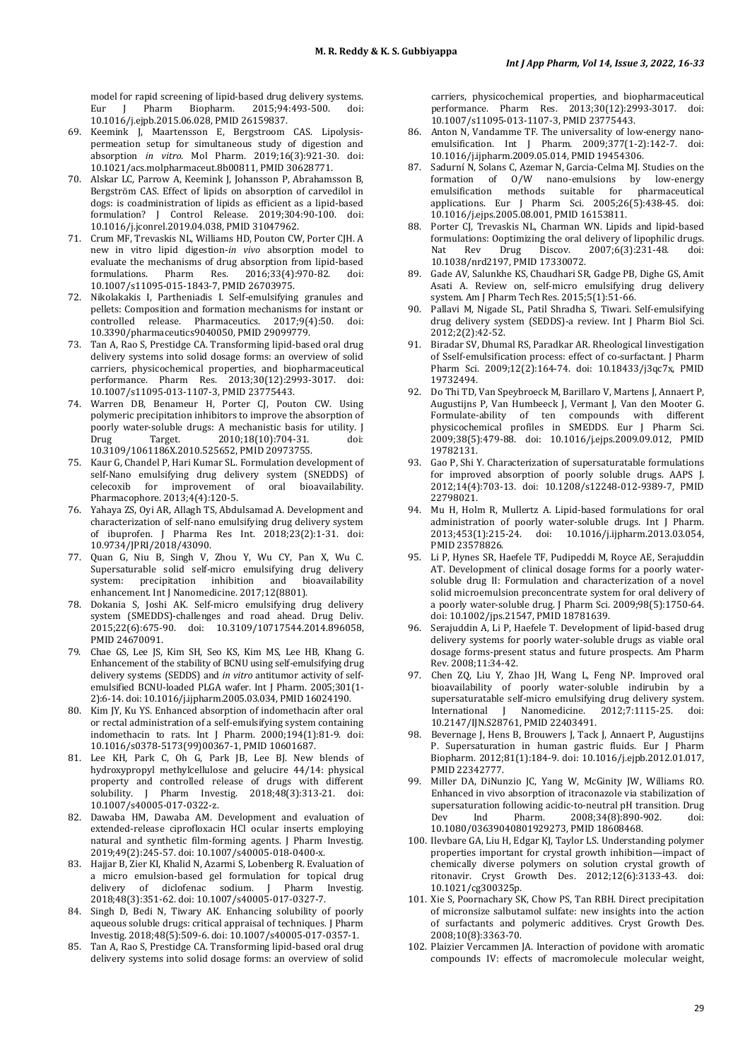model for rapid screening of lipid-based drug delivery systems. Eur J Pharm Biopharm. 2015;94:493-500. doi: 10.1016/j.ejpb.2015.06.028, PMID 26159837.

69. Keemink J, Maartensson E, Bergstroom CAS. Lipolysis-permeation setup for simultaneous study of digestion and absorption *in vitro*. Mol Pharm. 2019;16(3):921-30. doi: 10.1021/acs.molpharmaceut.8b00811, PMID 30628771.
70. Alskar LC, Parrow A, Keemink J, Johansson P, Abrahamsson B, Bergström CAS. Effect of lipids on absorption of carvedilol in dogs: is coadministration of lipids as efficient as a lipid-based formulation? J Control Release. 2019;304:90-100. doi: 10.1016/j.jconrel.2019.04.038, PMID 31047962.
71. Crum MF, Trevaskis NL, Williams HD, Pouton CW, Porter CJH. A new in vitro lipid digestion-*in vivo* absorption model to evaluate the mechanisms of drug absorption from lipid-based formulations. Pharm Res. 2016;33(4):970-82. doi: 10.1007/s11095-015-1843-7, PMID 26703975.
72. Nikolakakis I, Partheniadis I. Self-emulsifying granules and pellets: Composition and formation mechanisms for instant or controlled release. Pharmaceutics. 2017;9(4):50. doi: 10.3390/pharmaceutics9040050, PMID 29099779.
73. Tan A, Rao S, Prestidge CA. Transforming lipid-based oral drug delivery systems into solid dosage forms: an overview of solid carriers, physicochemical properties, and biopharmaceutical performance. Pharm Res. 2013;30(12):2993-3017. doi: 10.1007/s11095-013-1107-3, PMID 23775443.
74. Warren DB, Benameur H, Porter CJ, Pouton CW. Using polymeric precipitation inhibitors to improve the absorption of poorly water-soluble drugs: A mechanistic basis for utility. J Drug Target. 2010;18(10):704-31. doi: 10.3109/1061186X.2010.525652, PMID 20973755.
75. Kaur G, Chandel P, Hari Kumar SL. Formulation development of self-Nano emulsifying drug delivery system (SNEDDS) of celecoxib for improvement of oral bioavailability. Pharmacophore. 2013;4(4):120-5.
76. Yahaya ZS, Oyi AR, Allagh TS, Abdulsamad A. Development and characterization of self-nano emulsifying drug delivery system of ibuprofen. J Pharma Res Int. 2018;23(2):1-31. doi: 10.9734/JPRI/2018/43090.
77. Quan G, Niu B, Singh V, Zhou Y, Wu CY, Pan X, Wu C. Supersaturable solid self-micro emulsifying drug delivery system: precipitation inhibition and bioavailability enhancement. Int J Nanomedicine. 2017;12(8801).
78. Dokania S, Joshi AK. Self-micro emulsifying drug delivery system (SMEDDS)-challenges and road ahead. Drug Deliv. 2015;22(6):675-90. doi: 10.3109/10717544.2014.896058, PMID 24670091.
79. Chae GS, Lee JS, Kim SH, Seo KS, Kim MS, Lee HB, Khang G. Enhancement of the stability of BCNU using self-emulsifying drug delivery systems (SEDDS) and *in vitro* antitumor activity of self-emulsified BCNU-loaded PLGA wafer. Int J Pharm. 2005;301(1-2):6-14. doi: 10.1016/j.ijpharm.2005.03.034, PMID 16024190.
80. Kim JY, Ku YS. Enhanced absorption of indomethacin after oral or rectal administration of a self-emulsifying system containing indomethacin to rats. Int J Pharm. 2000;194(1):81-9. doi: 10.1016/s0378-5173(99)00367-1, PMID 10601687.
81. Lee KH, Park C, Oh G, Park JB, Lee BJ. New blends of hydroxypropyl methylcellulose and gelucire 44/14: physical property and controlled release of drugs with different solubility. J Pharm Investig. 2018;48(3):313-21. doi: 10.1007/s40005-017-0322-z.
82. Dawaba HM, Dawaba AM. Development and evaluation of extended-release ciprofloxacin HCl ocular inserts employing natural and synthetic film-forming agents. J Pharm Investig. 2019;49(2):245-57. doi: 10.1007/s40005-018-0400-x.
83. Hajjar B, Zier KI, Khalid N, Azarmi S, Lobenberg R. Evaluation of a micro emulsion-based gel formulation for topical drug delivery of diclofenac sodium. J Pharm Investig. 2018;48(3):351-62. doi: 10.1007/s40005-017-0327-7.
84. Singh D, Bedi N, Tiwary AK. Enhancing solubility of poorly aqueous soluble drugs: critical appraisal of techniques. J Pharm Investig. 2018;48(5):509-6. doi: 10.1007/s40005-017-0357-1.
85. Tan A, Rao S, Prestidge CA. Transforming lipid-based oral drug delivery systems into solid dosage forms: an overview of solid carriers, physicochemical properties, and biopharmaceutical performance. Pharm Res. 2013;30(12):2993-3017. doi: 10.1007/s11095-013-1107-3, PMID 23775443.
86. Anton N, Vandamme TF. The universality of low-energy nano-emulsification. Int J Pharm. 2009;377(1-2):142-7. doi: 10.1016/j.ijpharm.2009.05.014, PMID 19454306.
87. Sadurní N, Solans C, Azemar N, Garcia-Celma MJ. Studies on the formation of O/W nano-emulsions by low-energy emulsification methods suitable for pharmaceutical applications. Eur J Pharm Sci. 2005;26(5):438-45. doi: 10.1016/j.ejps.2005.08.001, PMID 16153811.
88. Porter CJ, Trevaskis NL, Charman WN. Lipids and lipid-based formulations: Ooptimizing the oral delivery of lipophilic drugs. Nat Rev Drug Discov. 2007;6(3):231-48. doi: 10.1038/nrd2197, PMID 17330072.
89. Gade AV, Salunkhe KS, Chaudhari SR, Gadge PB, Dighe GS, Amit Asati A. Review on, self-micro emulsifying drug delivery system. Am J Pharm Tech Res. 2015;5(1):51-66.
90. Pallavi M, Nigade SL, Patil Shradha S, Tiwari. Self-emulsifying drug delivery system (SEDDS)-a review. Int J Pharm Biol Sci. 2012;2(2):42-52.
91. Biradar SV, Dhumal RS, Paradkar AR. Rheological Iinvestigation of Sself-emulsification process: effect of co-surfactant. J Pharm Pharm Sci. 2009;12(2):164-74. doi: 10.18433/j3qc7x, PMID 19732494.
92. Do Thi TD, Van Speybroeck M, Barillaro V, Martens J, Annaert P, Augustijns P, Van Humbeeck J, Vermant J, Van den Mooter G. Formulate-ability of ten compounds with different physicochemical profiles in SMEDDS. Eur J Pharm Sci. 2009;38(5):479-88. doi: 10.1016/j.ejps.2009.09.012, PMID 19782131.
93. Gao P, Shi Y. Characterization of supersaturatable formulations for improved absorption of poorly soluble drugs. AAPS J. 2012;14(4):703-13. doi: 10.1208/s12248-012-9389-7, PMID 22798021.
94. Mu H, Holm R, Mullertz A. Lipid-based formulations for oral administration of poorly water-soluble drugs. Int J Pharm. 2013;453(1):215-24. doi: 10.1016/j.ijpharm.2013.03.054, PMID 23578826.
95. Li P, Hynes SR, Haefele TF, Pudipeddi M, Royce AE, Serajuddin AT. Development of clinical dosage forms for a poorly water-soluble drug II: Formulation and characterization of a novel solid microemulsion preconcentrate system for oral delivery of a poorly water-soluble drug. J Pharm Sci. 2009;98(5):1750-64. doi: 10.1002/jps.21547, PMID 18781639.
96. Serajuddin A, Li P, Haefele T. Development of lipid-based drug delivery systems for poorly water-soluble drugs as viable oral dosage forms-present status and future prospects. Am Pharm Rev. 2008;11:34-42.
97. Chen ZQ, Liu Y, Zhao JH, Wang L, Feng NP. Improved oral bioavailability of poorly water-soluble indirubin by a supersaturatable self-micro emulsifying drug delivery system. International J Nanomedicine. 2012;7:1115-25. doi: 10.2147/IJN.S28761, PMID 22403491.
98. Bevernage J, Hens B, Brouwers J, Tack J, Annaert P, Augustijns P. Supersaturation in human gastric fluids. Eur J Pharm Biopharm. 2012;81(1):184-9. doi: 10.1016/j.ejpb.2012.01.017, PMID 22342777.
99. Miller DA, DiNunzio JC, Yang W, McGinity JW, Williams RO. Enhanced in vivo absorption of itraconazole via stabilization of supersaturation following acidic-to-neutral pH transition. Drug Dev Ind Pharm. 2008;34(8):890-902. doi: 10.1080/03639040801929273, PMID 18608468.
100. Ilevbare GA, Liu H, Edgar KJ, Taylor LS. Understanding polymer properties important for crystal growth inhibition—impact of chemically diverse polymers on solution crystal growth of ritonavir. Cryst Growth Des. 2012;12(6):3133-43. doi: 10.1021/cg300325p.
101. Xie S, Poornachary SK, Chow PS, Tan RBH. Direct precipitation of micronsize salbutamol sulfate: new insights into the action of surfactants and polymeric additives. Cryst Growth Des. 2008;10(8):3363-70.
102. Plaizier Vercammen JA. Interaction of povidone with aromatic compounds IV: effects of macromolecule molecular weight,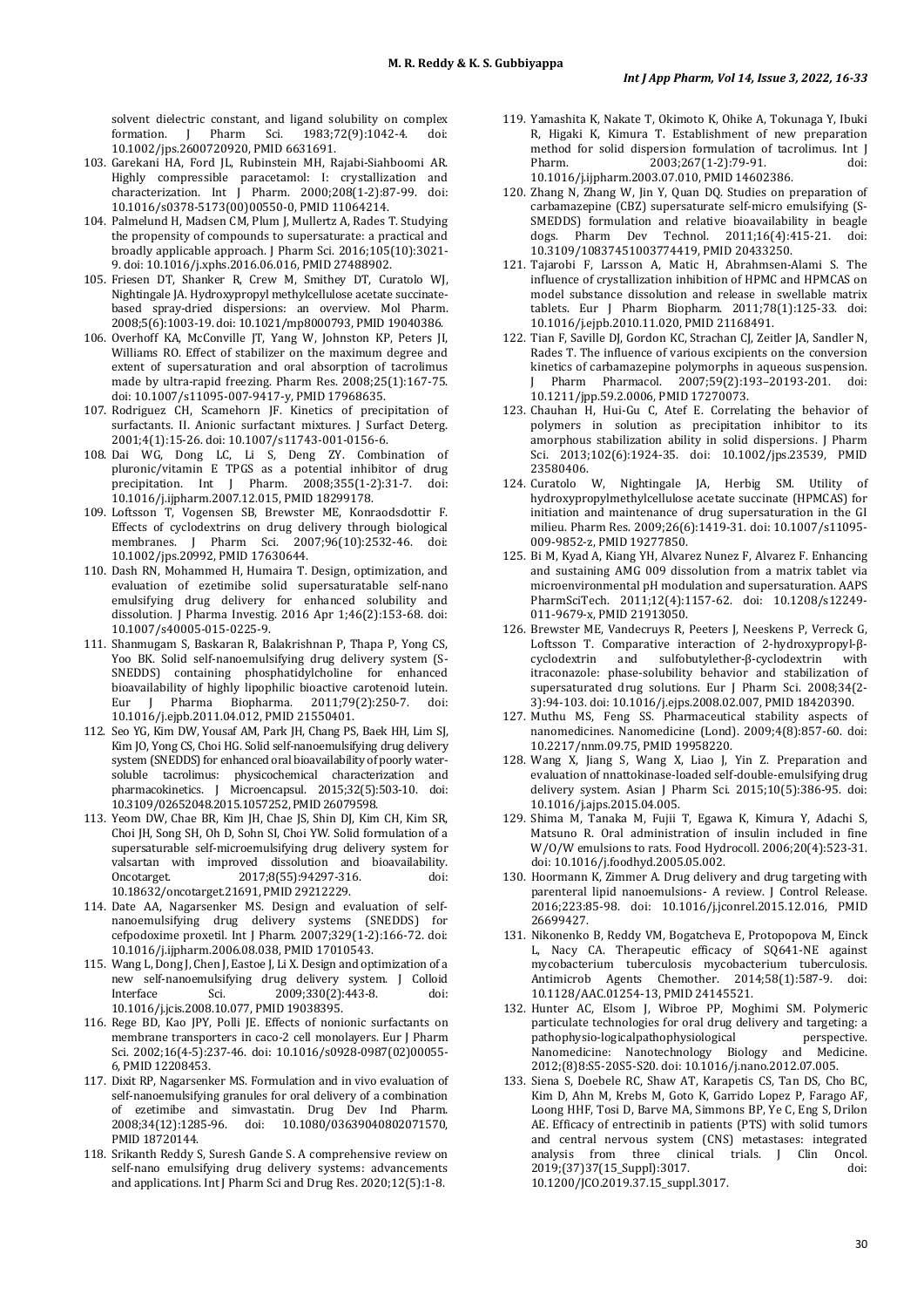solvent dielectric constant, and ligand solubility on complex formation. J Pharm Sci. 1983;72(9):1042-4. doi: 10.1002/jps.2600720920, PMID 6631691.

103. Garekani HA, Ford JL, Rubinstein MH, Rajabi-Siahboomi AR. Highly compressible paracetamol: I: crystallization and characterization. Int J Pharm. 2000;208(1-2):87-99. doi: 10.1016/s0378-5173(00)00550-0, PMID 11064214.
104. Palmelund H, Madsen CM, Plum J, Mullertz A, Rades T. Studying the propensity of compounds to supersaturate: a practical and broadly applicable approach. J Pharm Sci. 2016;105(10):3021-9. doi: 10.1016/j.xphs.2016.06.016, PMID 27488902.
105. Friesen DT, Shanker R, Crew M, Smithey DT, Curatolo WJ, Nightingale JA. Hydroxypropyl methylcellulose acetate succinate-based spray-dried dispersions: an overview. Mol Pharm. 2008;5(6):1003-19. doi: 10.1021/mp8000793, PMID 19040386.
106. Overhoff KA, McConville JT, Yang W, Johnston KP, Peters JI, Williams RO. Effect of stabilizer on the maximum degree and extent of supersaturation and oral absorption of tacrolimus made by ultra-rapid freezing. Pharm Res. 2008;25(1):167-75. doi: 10.1007/s11095-007-9417-y, PMID 17968635.
107. Rodriguez CH, Scamehorn JF. Kinetics of precipitation of surfactants. II. Anionic surfactant mixtures. J Surfact Deterg. 2001;4(1):15-26. doi: 10.1007/s11743-001-0156-6.
108. Dai WG, Dong LC, Li S, Deng ZY. Combination of pluronic/vitamin E TPGS as a potential inhibitor of drug precipitation. Int J Pharm. 2008;355(1-2):31-7. doi: 10.1016/j.ijpharm.2007.12.015, PMID 18299178.
109. Loftsson T, Vogensen SB, Brewster ME, Konraodsdottir F. Effects of cyclodextrins on drug delivery through biological membranes. J Pharm Sci. 2007;96(10):2532-46. doi: 10.1002/jps.20992, PMID 17630644.
110. Dash RN, Mohammed H, Humaira T. Design, optimization, and evaluation of ezetimibe solid supersaturatable self-nano emulsifying drug delivery for enhanced solubility and dissolution. J Pharma Investig. 2016 Apr 1;46(2):153-68. doi: 10.1007/s40005-015-0225-9.
111. Shanmugam S, Baskaran R, Balakrishnan P, Thapa P, Yong CS, Yoo BK. Solid self-nanoemulsifying drug delivery system (S-SNEDDS) containing phosphatidylcholine for enhanced bioavailability of highly lipophilic bioactive carotenoid lutein. Eur J Pharma Biopharma. 2011;79(2):250-7. doi: 10.1016/j.ejpb.2011.04.012, PMID 21550401.
112. Seo YG, Kim DW, Yousaf AM, Park JH, Chang PS, Baek HH, Lim SJ, Kim JO, Yong CS, Choi HG. Solid self-nanoemulsifying drug delivery system (SNEDDS) for enhanced oral bioavailability of poorly water-soluble tacrolimus: physicochemical characterization and pharmacokinetics. J Microencapsul. 2015;32(5):503-10. doi: 10.3109/02652048.2015.1057252, PMID 26079598.
113. Yeom DW, Chae BR, Kim JH, Chae JS, Shin DJ, Kim CH, Kim SR, Choi JH, Song SH, Oh D, Sohn SI, Choi YW. Solid formulation of a supersaturable self-microemulsifying drug delivery system for valsartan with improved dissolution and bioavailability. Oncotarget. 2017;8(55):94297-316. doi: 10.18632/oncotarget.21691, PMID 29212229.
114. Date AA, Nagarsenker MS. Design and evaluation of self-nanoemulsifying drug delivery systems (SNEDDS) for cefpodoxime proxetil. Int J Pharm. 2007;329(1-2):166-72. doi: 10.1016/j.ijpharm.2006.08.038, PMID 17010543.
115. Wang L, Dong J, Chen J, Eastoe J, Li X. Design and optimization of a new self-nanoemulsifying drug delivery system. J Colloid Interface Sci. 2009;330(2):443-8. doi: 10.1016/j.jcis.2008.10.077, PMID 19038395.
116. Rege BD, Kao JPY, Polli JE. Effects of nonionic surfactants on membrane transporters in caco-2 cell monolayers. Eur J Pharm Sci. 2002;16(4-5):237-46. doi: 10.1016/s0928-0987(02)00055-6, PMID 12208453.
117. Dixit RP, Nagarsenker MS. Formulation and in vivo evaluation of self-nanoemulsifying granules for oral delivery of a combination of ezetimibe and simvastatin. Drug Dev Ind Pharm. 2008;34(12):1285-96. doi: 10.1080/03639040802071570, PMID 18720144.
118. Srikanth Reddy S, Suresh Gande S. A comprehensive review on self-nano emulsifying drug delivery systems: advancements and applications. Int J Pharm Sci and Drug Res. 2020;12(5):1-8.
119. Yamashita K, Nakate T, Okimoto K, Ohike A, Tokunaga Y, Ibuki R, Higaki K, Kimura T. Establishment of new preparation method for solid dispersion formulation of tacrolimus. Int J Pharm. 2003;267(1-2):79-91. doi: 10.1016/j.ijpharm.2003.07.010, PMID 14602386.
120. Zhang N, Zhang W, Jin Y, Quan DQ. Studies on preparation of carbamazepine (CBZ) supersaturate self-micro emulsifying (S-SMEDDS) formulation and relative bioavailability in beagle dogs. Pharm Dev Technol. 2011;16(4):415-21. doi: 10.3109/10837451003774419, PMID 20433250.
121. Tajarobi F, Larsson A, Matic H, Abrahmsen-Alami S. The influence of crystallization inhibition of HPMC and HPMCAS on model substance dissolution and release in swellable matrix tablets. Eur J Pharm Biopharm. 2011;78(1):125-33. doi: 10.1016/j.ejpb.2010.11.020, PMID 21168491.
122. Tian F, Saville DJ, Gordon KC, Strachan CJ, Zeitler JA, Sandler N, Rades T. The influence of various excipients on the conversion kinetics of carbamazepine polymorphs in aqueous suspension. J Pharm Pharmacol. 2007;59(2):193–20193-201. doi: 10.1211/jpp.59.2.0006, PMID 17270073.
123. Chauhan H, Hui-Gu C, Atef E. Correlating the behavior of polymers in solution as precipitation inhibitor to its amorphous stabilization ability in solid dispersions. J Pharm Sci. 2013;102(6):1924-35. doi: 10.1002/jps.23539, PMID 23580406.
124. Curatolo W, Nightingale JA, Herbig SM. Utility of hydroxypropylmethylcellulose acetate succinate (HPMCAS) for initiation and maintenance of drug supersaturation in the GI milieu. Pharm Res. 2009;26(6):1419-31. doi: 10.1007/s11095-009-9852-z, PMID 19277850.
125. Bi M, Kyad A, Kiang YH, Alvarez Nunez F, Alvarez F. Enhancing and sustaining AMG 009 dissolution from a matrix tablet via microenvironmental pH modulation and supersaturation. AAPS PharmSciTech. 2011;12(4):1157-62. doi: 10.1208/s12249-011-9679-x, PMID 21913050.
126. Brewster ME, Vandecruys R, Peeters J, Neeskens P, Verreck G, Loftsson T. Comparative interaction of 2-hydroxypropyl-β-cyclodextrin and sulfobutylether-β-cyclodextrin with itraconazole: phase-solubility behavior and stabilization of supersaturated drug solutions. Eur J Pharm Sci. 2008;34(2-3):94-103. doi: 10.1016/j.ejps.2008.02.007, PMID 18420390.
127. Muthu MS, Feng SS. Pharmaceutical stability aspects of nanomedicines. Nanomedicine (Lond). 2009;4(8):857-60. doi: 10.2217/nnm.09.75, PMID 19958220.
128. Wang X, Jiang S, Wang X, Liao J, Yin Z. Preparation and evaluation of nnattokinase-loaded self-double-emulsifying drug delivery system. Asian J Pharm Sci. 2015;10(5):386-95. doi: 10.1016/j.ajps.2015.04.005.
129. Shima M, Tanaka M, Fujii T, Egawa K, Kimura Y, Adachi S, Matsuno R. Oral administration of insulin included in fine W/O/W emulsions to rats. Food Hydrocoll. 2006;20(4):523-31. doi: 10.1016/j.foodhyd.2005.05.002.
130. Hoormann K, Zimmer A. Drug delivery and drug targeting with parenteral lipid nanoemulsions- A review. J Control Release. 2016;223:85-98. doi: 10.1016/j.jconrel.2015.12.016, PMID 26699427.
131. Nikonenko B, Reddy VM, Bogatcheva E, Protopopova M, Einck L, Nacy CA. Therapeutic efficacy of SQ641-NE against mycobacterium tuberculosis mycobacterium tuberculosis. Antimicrob Agents Chemother. 2014;58(1):587-9. doi: 10.1128/AAC.01254-13, PMID 24145521.
132. Hunter AC, Elsom J, Wibroe PP, Moghimi SM. Polymeric particulate technologies for oral drug delivery and targeting: a pathophysio-logicalpathophysiological perspective. Nanomedicine: Nanotechnology Biology and Medicine. 2012;(8)8:S5-20S5-S20. doi: 10.1016/j.nano.2012.07.005.
133. Siena S, Doebele RC, Shaw AT, Karapetis CS, Tan DS, Cho BC, Kim D, Ahn M, Krebs M, Goto K, Garrido Lopez P, Farago AF, Loong HHF, Tosi D, Barve MA, Simmons BP, Ye C, Eng S, Drilon AE. Efficacy of entrectinib in patients (PTS) with solid tumors and central nervous system (CNS) metastases: integrated analysis from three clinical trials. J Clin Oncol. 2019;(37)37(15_Suppl):3017. doi: 10.1200/JCO.2019.37.15_suppl.3017.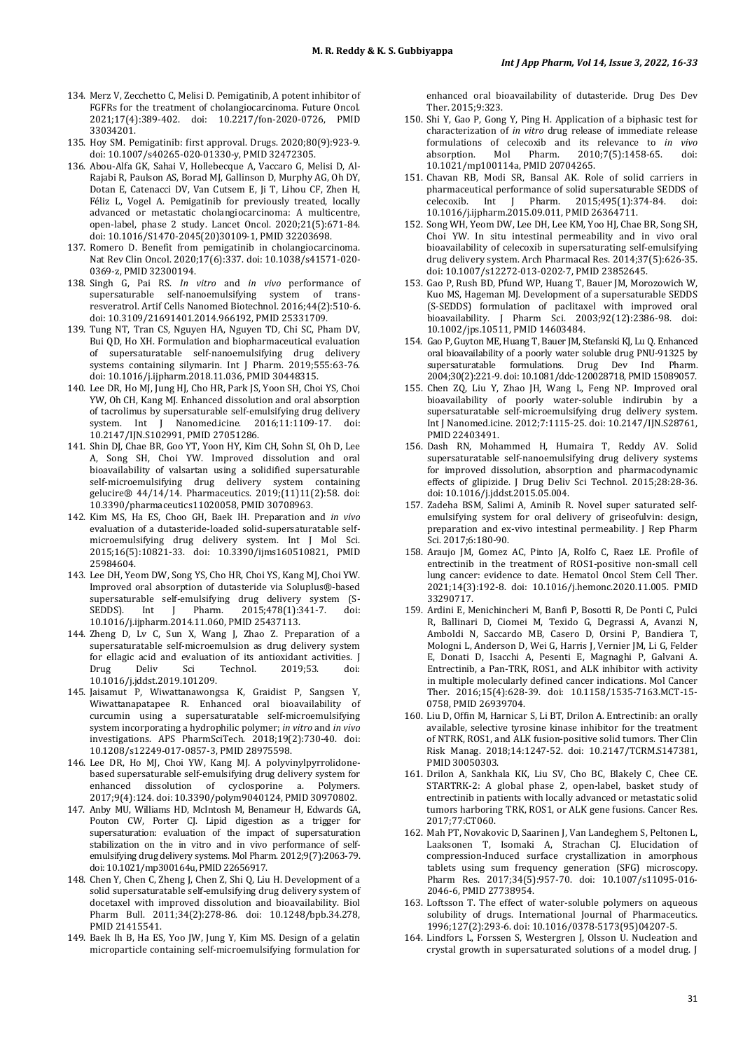134. Merz V, Zecchetto C, Melisi D. Pemigatinib, A potent inhibitor of FGFRs for the treatment of cholangiocarcinoma. Future Oncol. 2021;17(4):389-402. doi: 10.2217/fon-2020-0726, PMID 33034201.
135. Hoy SM. Pemigatinib: first approval. Drugs. 2020;80(9):923-9. doi: 10.1007/s40265-020-01330-y, PMID 32472305.
136. Abou-Alfa GK, Sahai V, Hollebecque A, Vaccaro G, Melisi D, Al-Rajabi R, Paulson AS, Borad MJ, Gallinson D, Murphy AG, Oh DY, Dotan E, Catenacci DV, Van Cutsem E, Ji T, Lihou CF, Zhen H, Féliz L, Vogel A. Pemigatinib for previously treated, locally advanced or metastatic cholangiocarcinoma: A multicentre, open-label, phase 2 study. Lancet Oncol. 2020;21(5):671-84. doi: 10.1016/S1470-2045(20)30109-1, PMID 32203698.
137. Romero D. Benefit from pemigatinib in cholangiocarcinoma. Nat Rev Clin Oncol. 2020;17(6):337. doi: 10.1038/s41571-020-0369-z, PMID 32300194.
138. Singh G, Pai RS. *In vitro* and *in vivo* performance of supersaturable self-nanoemulsifying system of trans-resveratrol. Artif Cells Nanomed Biotechnol. 2016;44(2):510-6. doi: 10.3109/21691401.2014.966192, PMID 25331709.
139. Tung NT, Tran CS, Nguyen HA, Nguyen TD, Chi SC, Pham DV, Bui QD, Ho XH. Formulation and biopharmaceutical evaluation of supersaturatable self-nanoemulsifying drug delivery systems containing silymarin. Int J Pharm. 2019;555:63-76. doi: 10.1016/j.ijpharm.2018.11.036, PMID 30448315.
140. Lee DR, Ho MJ, Jung HJ, Cho HR, Park JS, Yoon SH, Choi YS, Choi YW, Oh CH, Kang MJ. Enhanced dissolution and oral absorption of tacrolimus by supersaturable self-emulsifying drug delivery system. Int J Nanomed.icine. 2016;11:1109-17. doi: 10.2147/IJN.S102991, PMID 27051286.
141. Shin DJ, Chae BR, Goo YT, Yoon HY, Kim CH, Sohn SI, Oh D, Lee A, Song SH, Choi YW. Improved dissolution and oral bioavailability of valsartan using a solidified supersaturable self-microemulsifying drug delivery system containing gelucire® 44/14/14. Pharmaceutics. 2019;(11)11(2):58. doi: 10.3390/pharmaceutics11020058, PMID 30708963.
142. Kim MS, Ha ES, Choo GH, Baek IH. Preparation and *in vivo* evaluation of a dutasteride-loaded solid-supersaturatable self-microemulsifying drug delivery system. Int J Mol Sci. 2015;16(5):10821-33. doi: 10.3390/ijms160510821, PMID 25984604.
143. Lee DH, Yeom DW, Song YS, Cho HR, Choi YS, Kang MJ, Choi YW. Improved oral absorption of dutasteride via Soluplus®-based supersaturable self-emulsifying drug delivery system (S-SEDDS). Int J Pharm. 2015;478(1):341-7. doi: 10.1016/j.ijpharm.2014.11.060, PMID 25437113.
144. Zheng D, Lv C, Sun X, Wang J, Zhao Z. Preparation of a supersaturatable self-microemulsion as drug delivery system for ellagic acid and evaluation of its antioxidant activities. J Drug Deliv Sci Technol. 2019;53. doi: 10.1016/j.jddst.2019.101209.
145. Jaisamut P, Wiwattanawongsa K, Graidist P, Sangsen Y, Wiwattanapatapee R. Enhanced oral bioavailability of curcumin using a supersaturatable self-microemulsifying system incorporating a hydrophilic polymer; *in vitro* and *in vivo* investigations. APS PharmSciTech. 2018;19(2):730-40. doi: 10.1208/s12249-017-0857-3, PMID 28975598.
146. Lee DR, Ho MJ, Choi YW, Kang MJ. A polyvinylpyrrolidone-based supersaturable self-emulsifying drug delivery system for enhanced dissolution of cyclosporine a. Polymers. 2017;9(4):124. doi: 10.3390/polym9040124, PMID 30970802.
147. Anby MU, Williams HD, McIntosh M, Benameur H, Edwards GA, Pouton CW, Porter CJ. Lipid digestion as a trigger for supersaturation: evaluation of the impact of supersaturation stabilization on the in vitro and in vivo performance of self-emulsifying drug delivery systems. Mol Pharm. 2012;9(7):2063-79. doi: 10.1021/mp300164u, PMID 22656917.
148. Chen Y, Chen C, Zheng J, Chen Z, Shi Q, Liu H. Development of a solid supersaturatable self-emulsifying drug delivery system of docetaxel with improved dissolution and bioavailability. Biol Pharm Bull. 2011;34(2):278-86. doi: 10.1248/bpb.34.278, PMID 21415541.
149. Baek Ih B, Ha ES, Yoo JW, Jung Y, Kim MS. Design of a gelatin microparticle containing self-microemulsifying formulation for enhanced oral bioavailability of dutasteride. Drug Des Dev Ther. 2015;9:323.
150. Shi Y, Gao P, Gong Y, Ping H. Application of a biphasic test for characterization of *in vitro* drug release of immediate release formulations of celecoxib and its relevance to *in vivo* absorption. Mol Pharm. 2010;7(5):1458-65. doi: 10.1021/mp100114a, PMID 20704265.
151. Chavan RB, Modi SR, Bansal AK. Role of solid carriers in pharmaceutical performance of solid supersaturable SEDDS of celecoxib. Int J Pharm. 2015;495(1):374-84. doi: 10.1016/j.ijpharm.2015.09.011, PMID 26364711.
152. Song WH, Yeom DW, Lee DH, Lee KM, Yoo HJ, Chae BR, Song SH, Choi YW. In situ intestinal permeability and in vivo oral bioavailability of celecoxib in supersaturating self-emulsifying drug delivery system. Arch Pharmacal Res. 2014;37(5):626-35. doi: 10.1007/s12272-013-0202-7, PMID 23852645.
153. Gao P, Rush BD, Pfund WP, Huang T, Bauer JM, Morozowich W, Kuo MS, Hageman MJ. Development of a supersaturable SEDDS (S-SEDDS) formulation of paclitaxel with improved oral bioavailability. J Pharm Sci. 2003;92(12):2386-98. doi: 10.1002/jps.10511, PMID 14603484.
154. Gao P, Guyton ME, Huang T, Bauer JM, Stefanski KJ, Lu Q. Enhanced oral bioavailability of a poorly water soluble drug PNU-91325 by supersaturatable formulations. Drug Dev Ind Pharm. 2004;30(2):221-9. doi: 10.1081/ddc-120028718, PMID 15089057.
155. Chen ZQ, Liu Y, Zhao JH, Wang L, Feng NP. Improved oral bioavailability of poorly water-soluble indirubin by a supersaturatable self-microemulsifying drug delivery system. Int J Nanomed.icine. 2012;7:1115-25. doi: 10.2147/IJN.S28761, PMID 22403491.
156. Dash RN, Mohammed H, Humaira T, Reddy AV. Solid supersaturatable self-nanoemulsifying drug delivery systems for improved dissolution, absorption and pharmacodynamic effects of glipizide. J Drug Deliv Sci Technol. 2015;28:28-36. doi: 10.1016/j.jddst.2015.05.004.
157. Zadeha BSM, Salimi A, Aminib R. Novel super saturated self-emulsifying system for oral delivery of griseofulvin: design, preparation and ex-vivo intestinal permeability. J Rep Pharm Sci. 2017;6:180-90.
158. Araujo JM, Gomez AC, Pinto JA, Rolfo C, Raez LE. Profile of entrectinib in the treatment of ROS1-positive non-small cell lung cancer: evidence to date. Hematol Oncol Stem Cell Ther. 2021;14(3):192-8. doi: 10.1016/j.hemonc.2020.11.005. PMID 33290717.
159. Ardini E, Menichincheri M, Banfi P, Bosotti R, De Ponti C, Pulci R, Ballinari D, Ciomei M, Texido G, Degrassi A, Avanzi N, Amboldi N, Saccardo MB, Casero D, Orsini P, Bandiera T, Mologni L, Anderson D, Wei G, Harris J, Vernier JM, Li G, Felder E, Donati D, Isacchi A, Pesenti E, Magnaghi P, Galvani A. Entrectinib, a Pan-TRK, ROS1, and ALK inhibitor with activity in multiple molecularly defined cancer indications. Mol Cancer Ther. 2016;15(4):628-39. doi: 10.1158/1535-7163.MCT-15-0758, PMID 26939704.
160. Liu D, Offin M, Harnicar S, Li BT, Drilon A. Entrectinib: an orally available, selective tyrosine kinase inhibitor for the treatment of NTRK, ROS1, and ALK fusion-positive solid tumors. Ther Clin Risk Manag. 2018;14:1247-52. doi: 10.2147/TCRM.S147381, PMID 30050303.
161. Drilon A, Sankhala KK, Liu SV, Cho BC, Blakely C, Chee CE. STARTRK-2: A global phase 2, open-label, basket study of entrectinib in patients with locally advanced or metastatic solid tumors harboring TRK, ROS1, or ALK gene fusions. Cancer Res. 2017;77:CT060.
162. Mah PT, Novakovic D, Saarinen J, Van Landeghem S, Peltonen L, Laaksonen T, Isomaki A, Strachan CJ. Elucidation of compression-Induced surface crystallization in amorphous tablets using sum frequency generation (SFG) microscopy. Pharm Res. 2017;34(5):957-70. doi: 10.1007/s11095-016-2046-6, PMID 27738954.
163. Loftsson T. The effect of water-soluble polymers on aqueous solubility of drugs. International Journal of Pharmaceutics. 1996;127(2):293-6. doi: 10.1016/0378-5173(95)04207-5.
164. Lindfors L, Forssen S, Westergren J, Olsson U. Nucleation and crystal growth in supersaturated solutions of a model drug. J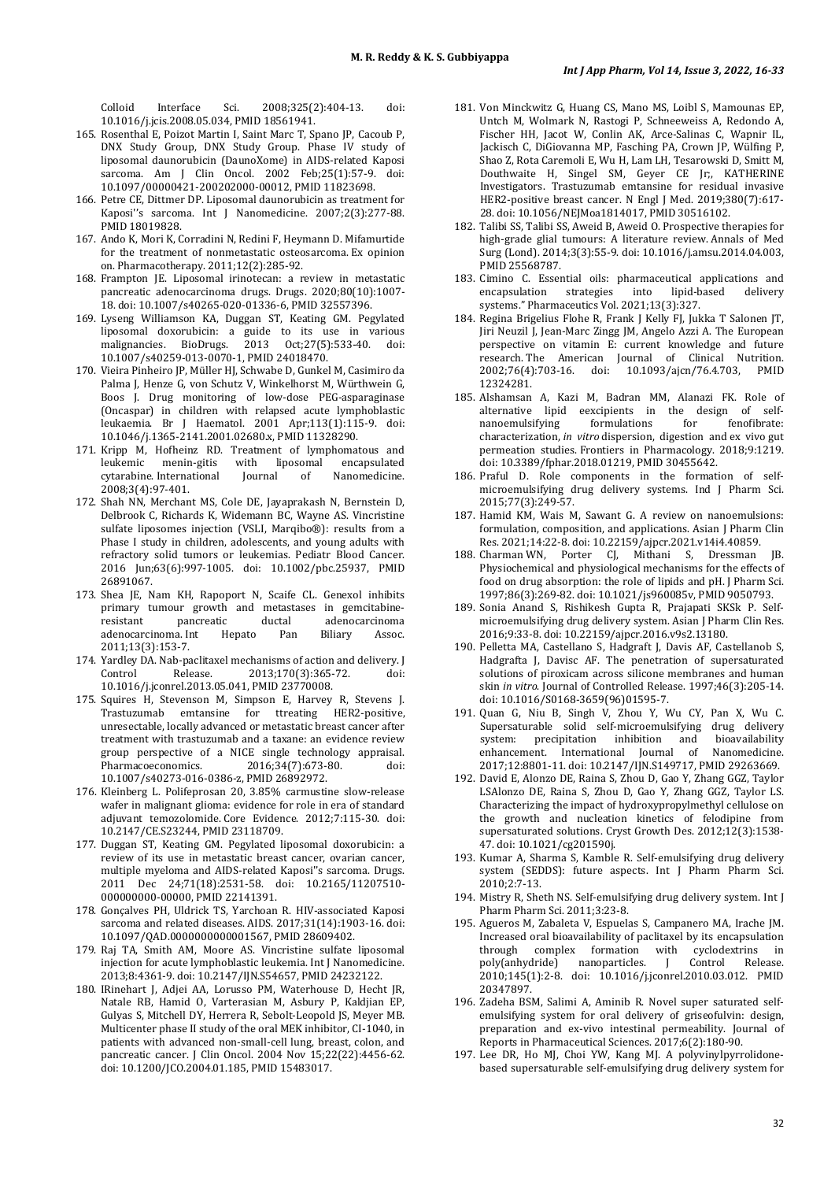Colloid Interface Sci. 2008;325(2):404-13. doi: 10.1016/j.jcis.2008.05.034, PMID 18561941.

165. Rosenthal E, Poizot Martin I, Saint Marc T, Spano JP, Cacoub P, DNX Study Group, DNX Study Group. Phase IV study of liposomal daunorubicin (DaunoXome) in AIDS-related Kaposi sarcoma. Am J Clin Oncol. 2002 Feb;25(1):57-9. doi: 10.1097/00000421-200202000-00012, PMID 11823698.
166. Petre CE, Dittmer DP. Liposomal daunorubicin as treatment for Kaposi''s sarcoma. Int J Nanomedicine. 2007;2(3):277-88. PMID 18019828.
167. Ando K, Mori K, Corradini N, Redini F, Heymann D. Mifamurtide for the treatment of nonmetastatic osteosarcoma. Ex opinion on. Pharmacotherapy. 2011;12(2):285-92.
168. Frampton JE. Liposomal irinotecan: a review in metastatic pancreatic adenocarcinoma drugs. Drugs. 2020;80(10):1007-18. doi: 10.1007/s40265-020-01336-6, PMID 32557396.
169. Lyseng Williamson KA, Duggan ST, Keating GM. Pegylated liposomal doxorubicin: a guide to its use in various malignancies. BioDrugs. 2013 Oct;27(5):533-40. doi: 10.1007/s40259-013-0070-1, PMID 24018470.
170. Vieira Pinheiro JP, Müller HJ, Schwabe D, Gunkel M, Casimiro da Palma J, Henze G, von Schutz V, Winkelhorst M, Würthwein G, Boos J. Drug monitoring of low-dose PEG-asparaginase (Oncaspar) in children with relapsed acute lymphoblastic leukaemia. Br J Haematol. 2001 Apr;113(1):115-9. doi: 10.1046/j.1365-2141.2001.02680.x, PMID 11328290.
171. Kripp M, Hofheinz RD. Treatment of lymphomatous and leukemic menin-gitis with liposomal encapsulated cytarabine. International Journal of Nanomedicine. 2008;3(4):97-401.
172. Shah NN, Merchant MS, Cole DE, Jayaprakash N, Bernstein D, Delbrook C, Richards K, Widemann BC, Wayne AS. Vincristine sulfate liposomes injection (VSLI, Marqibo®): results from a Phase I study in children, adolescents, and young adults with refractory solid tumors or leukemias. Pediatr Blood Cancer. 2016 Jun;63(6):997-1005. doi: 10.1002/pbc.25937, PMID 26891067.
173. Shea JE, Nam KH, Rapoport N, Scaife CL. Genexol inhibits primary tumour growth and metastases in gemcitabine-resistant pancreatic ductal adenocarcinoma. Int Hepato Pan Biliary Assoc. 2011;13(3):153-7.
174. Yardley DA. Nab-paclitaxel mechanisms of action and delivery. J Control Release. 2013;170(3):365-72. doi: 10.1016/j.jconrel.2013.05.041, PMID 23770008.
175. Squires H, Stevenson M, Simpson E, Harvey R, Stevens J. Trastuzumab emtansine for ttreating HER2-positive, unresectable, locally advanced or metastatic breast cancer after treatment with trastuzumab and a taxane: an evidence review group perspective of a NICE single technology appraisal. Pharmacoeconomics. 2016;34(7):673-80. doi: 10.1007/s40273-016-0386-z, PMID 26892972.
176. Kleinberg L. Polifeprosan 20, 3.85% carmustine slow-release wafer in malignant glioma: evidence for role in era of standard adjuvant temozolomide. Core Evidence. 2012;7:115-30. doi: 10.2147/CE.S23244, PMID 23118709.
177. Duggan ST, Keating GM. Pegylated liposomal doxorubicin: a review of its use in metastatic breast cancer, ovarian cancer, multiple myeloma and AIDS-related Kaposi''s sarcoma. Drugs. 2011 Dec 24;71(18):2531-58. doi: 10.2165/11207510-000000000-00000, PMID 22141391.
178. Gonçalves PH, Uldrick TS, Yarchoan R. HIV-associated Kaposi sarcoma and related diseases. AIDS. 2017;31(14):1903-16. doi: 10.1097/QAD.0000000000001567, PMID 28609402.
179. Raj TA, Smith AM, Moore AS. Vincristine sulfate liposomal injection for acute lymphoblastic leukemia. Int J Nanomedicine. 2013;8:4361-9. doi: 10.2147/IJN.S54657, PMID 24232122.
180. IRinehart J, Adjei AA, Lorusso PM, Waterhouse D, Hecht JR, Natale RB, Hamid O, Varterasian M, Asbury P, Kaldjian EP, Gulyas S, Mitchell DY, Herrera R, Sebolt-Leopold JS, Meyer MB. Multicenter phase II study of the oral MEK inhibitor, CI-1040, in patients with advanced non-small-cell lung, breast, colon, and pancreatic cancer. J Clin Oncol. 2004 Nov 15;22(22):4456-62. doi: 10.1200/JCO.2004.01.185, PMID 15483017.
181. Von Minckwitz G, Huang CS, Mano MS, Loibl S, Mamounas EP, Untch M, Wolmark N, Rastogi P, Schneeweiss A, Redondo A, Fischer HH, Jacot W, Conlin AK, Arce-Salinas C, Wapnir IL, Jackisch C, DiGiovanna MP, Fasching PA, Crown JP, Wülfing P, Shao Z, Rota Caremoli E, Wu H, Lam LH, Tesarowski D, Smitt M, Douthwaite H, Singel SM, Geyer CE Jr,, KATHERINE Investigators. Trastuzumab emtansine for residual invasive HER2-positive breast cancer. N Engl J Med. 2019;380(7):617-28. doi: 10.1056/NEJMoa1814017, PMID 30516102.
182. Talibi SS, Talibi SS, Aweid B, Aweid O. Prospective therapies for high-grade glial tumours: A literature review. Annals of Med Surg (Lond). 2014;3(3):55-9. doi: 10.1016/j.amsu.2014.04.003, PMID 25568787.
183. Cimino C. Essential oils: pharmaceutical applications and encapsulation strategies into lipid-based delivery systems." Pharmaceutics Vol. 2021;13(3):327.
184. Regina Brigelius Flohe R, Frank J Kelly FJ, Jukka T Salonen JT, Jiri Neuzil J, Jean-Marc Zingg JM, Angelo Azzi A. The European perspective on vitamin E: current knowledge and future research. The American Journal of Clinical Nutrition. 2002;76(4):703-16. doi: 10.1093/ajcn/76.4.703, PMID 12324281.
185. Alshamsan A, Kazi M, Badran MM, Alanazi FK. Role of alternative lipid eexcipients in the design of self-nanoemulsifying formulations for fenofibrate: characterization, *in vitro* dispersion, digestion and ex vivo gut permeation studies. Frontiers in Pharmacology. 2018;9:1219. doi: 10.3389/fphar.2018.01219, PMID 30455642.
186. Praful D. Role components in the formation of self-microemulsifying drug delivery systems. Ind J Pharm Sci. 2015;77(3):249-57.
187. Hamid KM, Wais M, Sawant G. A review on nanoemulsions: formulation, composition, and applications. Asian J Pharm Clin Res. 2021;14:22-8. doi: 10.22159/ajpcr.2021.v14i4.40859.
188. Charman WN, Porter CJ, Mithani S, Dressman JB. Physiochemical and physiological mechanisms for the effects of food on drug absorption: the role of lipids and pH. J Pharm Sci. 1997;86(3):269-82. doi: 10.1021/js960085v, PMID 9050793.
189. Sonia Anand S, Rishikesh Gupta R, Prajapati SKSk P. Self-microemulsifying drug delivery system. Asian J Pharm Clin Res. 2016;9:33-8. doi: 10.22159/ajpcr.2016.v9s2.13180.
190. Pelletta MA, Castellano S, Hadgraft J, Davis AF, Castellanob S, Hadgrafta J, Davisc AF. The penetration of supersaturated solutions of piroxicam across silicone membranes and human skin *in vitro*. Journal of Controlled Release. 1997;46(3):205-14. doi: 10.1016/S0168-3659(96)01595-7.
191. Quan G, Niu B, Singh V, Zhou Y, Wu CY, Pan X, Wu C. Supersaturable solid self-microemulsifying drug delivery system: precipitation inhibition and bioavailability enhancement. International Journal of Nanomedicine. 2017;12:8801-11. doi: 10.2147/IJN.S149717, PMID 29263669.
192. David E, Alonzo DE, Raina S, Zhou D, Gao Y, Zhang GGZ, Taylor LSAlonzo DE, Raina S, Zhou D, Gao Y, Zhang GGZ, Taylor LS. Characterizing the impact of hydroxypropylmethyl cellulose on the growth and nucleation kinetics of felodipine from supersaturated solutions. Cryst Growth Des. 2012;12(3):1538-47. doi: 10.1021/cg201590j.
193. Kumar A, Sharma S, Kamble R. Self-emulsifying drug delivery system (SEDDS): future aspects. Int J Pharm Pharm Sci. 2010;2:7-13.
194. Mistry R, Sheth NS. Self-emulsifying drug delivery system. Int J Pharm Pharm Sci. 2011;3:23-8.
195. Agueros M, Zabaleta V, Espuelas S, Campanero MA, Irache JM. Increased oral bioavailability of paclitaxel by its encapsulation through complex formation with cyclodextrins in poly(anhydride) nanoparticles. J Control Release. 2010;145(1):2-8. doi: 10.1016/j.jconrel.2010.03.012. PMID 20347897.
196. Zadeha BSM, Salimi A, Aminib R. Novel super saturated self-emulsifying system for oral delivery of griseofulvin: design, preparation and ex-vivo intestinal permeability. Journal of Reports in Pharmaceutical Sciences. 2017;6(2):180-90.
197. Lee DR, Ho MJ, Choi YW, Kang MJ. A polyvinylpyrrolidone-based supersaturable self-emulsifying drug delivery system for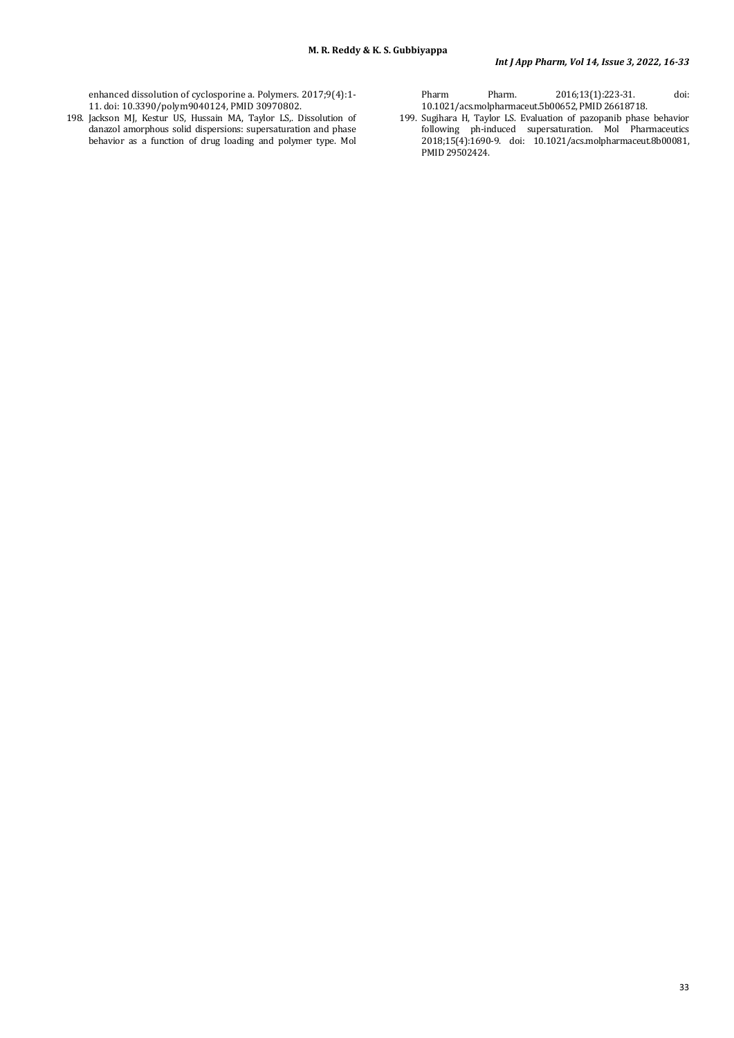enhanced dissolution of cyclosporine a. Polymers. 2017;9(4):1-11. doi: 10.3390/polym9040124, PMID 30970802.

198. Jackson MJ, Kestur US, Hussain MA, Taylor LS,. Dissolution of danazol amorphous solid dispersions: supersaturation and phase behavior as a function of drug loading and polymer type. Mol Pharm Pharm. 2016;13(1):223-31. doi: 10.1021/acs.molpharmaceut.5b00652, PMID 26618718.
199. Sugihara H, Taylor LS. Evaluation of pazopanib phase behavior following ph-induced supersaturation. Mol Pharmaceutics 2018;15(4):1690-9. doi: 10.1021/acs.molpharmaceut.8b00081, PMID 29502424.